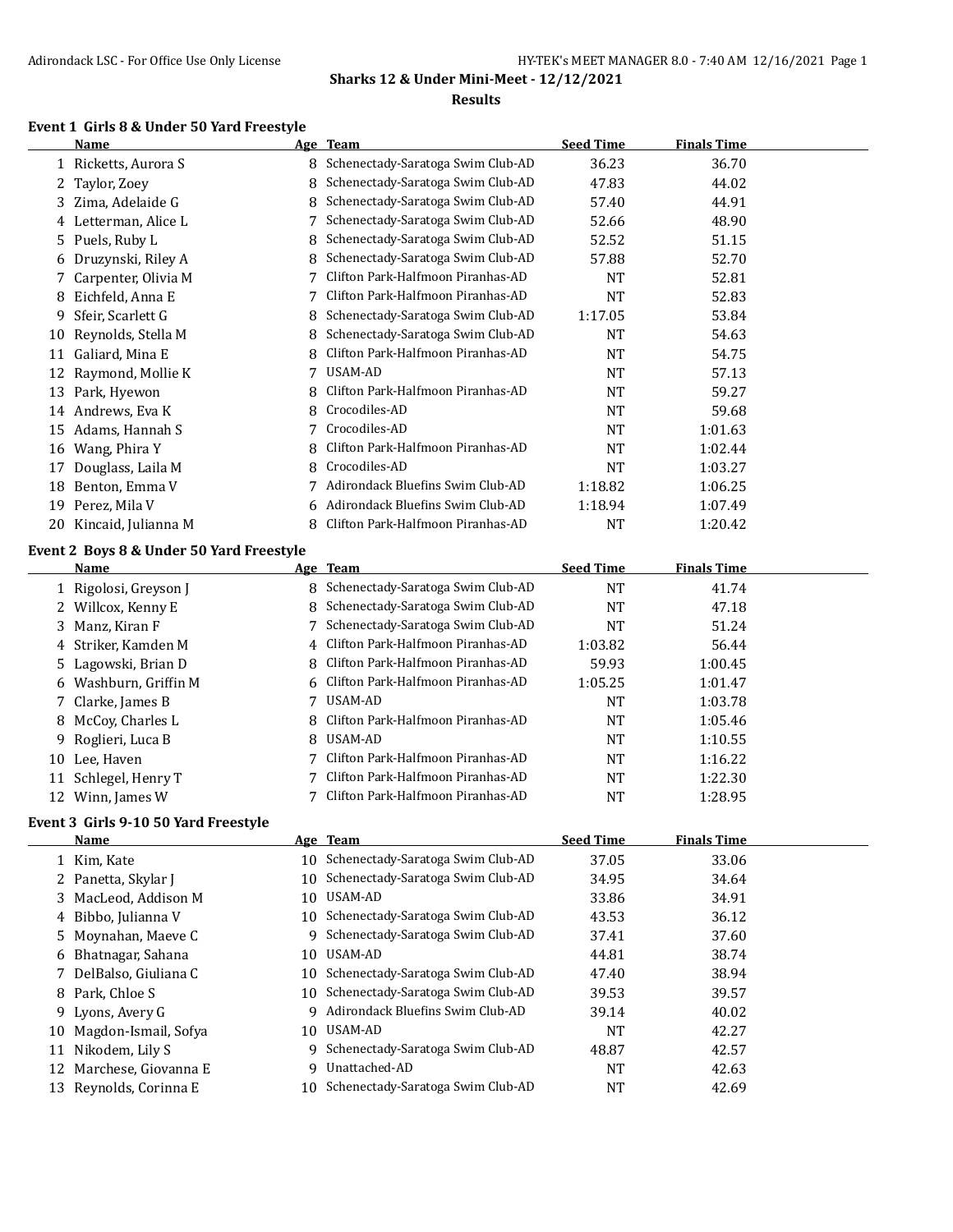**Sharks 12 & Under Mini-Meet - 12/12/2021**

**Results**

### Event 1 Girls 8 & Under 50 Yard Freestyle

| | Name | Age | Team | Seed Time | Finals Time |
|---|---|---|---|---|---|
| 1 | Ricketts, Aurora S | 8 | Schenectady-Saratoga Swim Club-AD | 36.23 | 36.70 |
| 2 | Taylor, Zoey | 8 | Schenectady-Saratoga Swim Club-AD | 47.83 | 44.02 |
| 3 | Zima, Adelaide G | 8 | Schenectady-Saratoga Swim Club-AD | 57.40 | 44.91 |
| 4 | Letterman, Alice L | 7 | Schenectady-Saratoga Swim Club-AD | 52.66 | 48.90 |
| 5 | Puels, Ruby L | 8 | Schenectady-Saratoga Swim Club-AD | 52.52 | 51.15 |
| 6 | Druzynski, Riley A | 8 | Schenectady-Saratoga Swim Club-AD | 57.88 | 52.70 |
| 7 | Carpenter, Olivia M | 7 | Clifton Park-Halfmoon Piranhas-AD | NT | 52.81 |
| 8 | Eichfeld, Anna E | 7 | Clifton Park-Halfmoon Piranhas-AD | NT | 52.83 |
| 9 | Sfeir, Scarlett G | 8 | Schenectady-Saratoga Swim Club-AD | 1:17.05 | 53.84 |
| 10 | Reynolds, Stella M | 8 | Schenectady-Saratoga Swim Club-AD | NT | 54.63 |
| 11 | Galiard, Mina E | 8 | Clifton Park-Halfmoon Piranhas-AD | NT | 54.75 |
| 12 | Raymond, Mollie K | 7 | USAM-AD | NT | 57.13 |
| 13 | Park, Hyewon | 8 | Clifton Park-Halfmoon Piranhas-AD | NT | 59.27 |
| 14 | Andrews, Eva K | 8 | Crocodiles-AD | NT | 59.68 |
| 15 | Adams, Hannah S | 7 | Crocodiles-AD | NT | 1:01.63 |
| 16 | Wang, Phira Y | 8 | Clifton Park-Halfmoon Piranhas-AD | NT | 1:02.44 |
| 17 | Douglass, Laila M | 8 | Crocodiles-AD | NT | 1:03.27 |
| 18 | Benton, Emma V | 7 | Adirondack Bluefins Swim Club-AD | 1:18.82 | 1:06.25 |
| 19 | Perez, Mila V | 6 | Adirondack Bluefins Swim Club-AD | 1:18.94 | 1:07.49 |
| 20 | Kincaid, Julianna M | 8 | Clifton Park-Halfmoon Piranhas-AD | NT | 1:20.42 |

### Event 2 Boys 8 & Under 50 Yard Freestyle

| | Name | Age | Team | Seed Time | Finals Time |
|---|---|---|---|---|---|
| 1 | Rigolosi, Greyson J | 8 | Schenectady-Saratoga Swim Club-AD | NT | 41.74 |
| 2 | Willcox, Kenny E | 8 | Schenectady-Saratoga Swim Club-AD | NT | 47.18 |
| 3 | Manz, Kiran F | 7 | Schenectady-Saratoga Swim Club-AD | NT | 51.24 |
| 4 | Striker, Kamden M | 4 | Clifton Park-Halfmoon Piranhas-AD | 1:03.82 | 56.44 |
| 5 | Lagowski, Brian D | 8 | Clifton Park-Halfmoon Piranhas-AD | 59.93 | 1:00.45 |
| 6 | Washburn, Griffin M | 6 | Clifton Park-Halfmoon Piranhas-AD | 1:05.25 | 1:01.47 |
| 7 | Clarke, James B | 7 | USAM-AD | NT | 1:03.78 |
| 8 | McCoy, Charles L | 8 | Clifton Park-Halfmoon Piranhas-AD | NT | 1:05.46 |
| 9 | Roglieri, Luca B | 8 | USAM-AD | NT | 1:10.55 |
| 10 | Lee, Haven | 7 | Clifton Park-Halfmoon Piranhas-AD | NT | 1:16.22 |
| 11 | Schlegel, Henry T | 7 | Clifton Park-Halfmoon Piranhas-AD | NT | 1:22.30 |
| 12 | Winn, James W | 7 | Clifton Park-Halfmoon Piranhas-AD | NT | 1:28.95 |

### Event 3 Girls 9-10 50 Yard Freestyle

| | Name | Age | Team | Seed Time | Finals Time |
|---|---|---|---|---|---|
| 1 | Kim, Kate | 10 | Schenectady-Saratoga Swim Club-AD | 37.05 | 33.06 |
| 2 | Panetta, Skylar J | 10 | Schenectady-Saratoga Swim Club-AD | 34.95 | 34.64 |
| 3 | MacLeod, Addison M | 10 | USAM-AD | 33.86 | 34.91 |
| 4 | Bibbo, Julianna V | 10 | Schenectady-Saratoga Swim Club-AD | 43.53 | 36.12 |
| 5 | Moynahan, Maeve C | 9 | Schenectady-Saratoga Swim Club-AD | 37.41 | 37.60 |
| 6 | Bhatnagar, Sahana | 10 | USAM-AD | 44.81 | 38.74 |
| 7 | DelBalso, Giuliana C | 10 | Schenectady-Saratoga Swim Club-AD | 47.40 | 38.94 |
| 8 | Park, Chloe S | 10 | Schenectady-Saratoga Swim Club-AD | 39.53 | 39.57 |
| 9 | Lyons, Avery G | 9 | Adirondack Bluefins Swim Club-AD | 39.14 | 40.02 |
| 10 | Magdon-Ismail, Sofya | 10 | USAM-AD | NT | 42.27 |
| 11 | Nikodem, Lily S | 9 | Schenectady-Saratoga Swim Club-AD | 48.87 | 42.57 |
| 12 | Marchese, Giovanna E | 9 | Unattached-AD | NT | 42.63 |
| 13 | Reynolds, Corinna E | 10 | Schenectady-Saratoga Swim Club-AD | NT | 42.69 |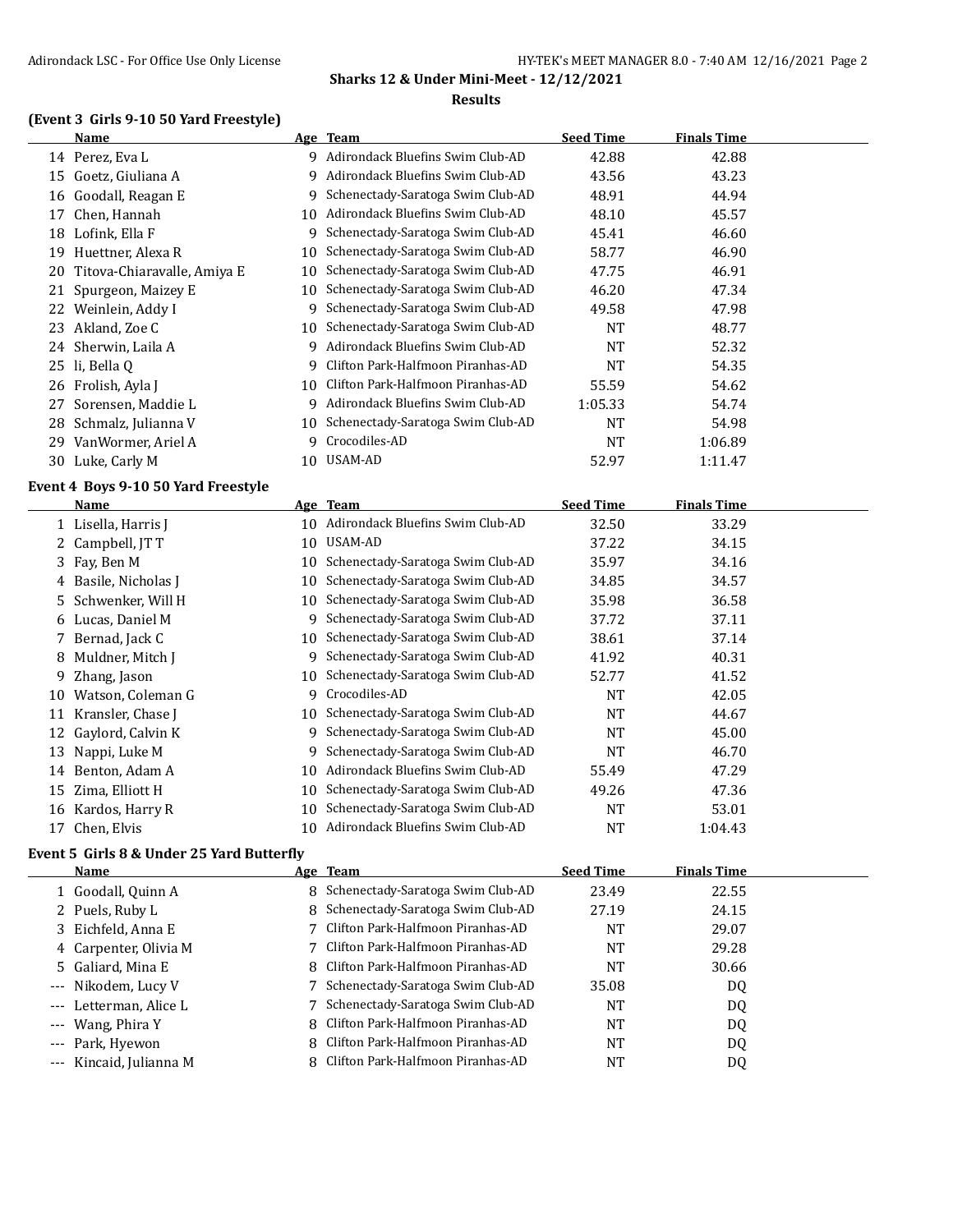**Sharks 12 & Under Mini-Meet - 12/12/2021**

**Results**

### (Event 3 Girls 9-10 50 Yard Freestyle)

| | Name | Age | Team | Seed Time | Finals Time |
|---|---|---|---|---|---|
| 14 | Perez, Eva L | 9 | Adirondack Bluefins Swim Club-AD | 42.88 | 42.88 |
| 15 | Goetz, Giuliana A | 9 | Adirondack Bluefins Swim Club-AD | 43.56 | 43.23 |
| 16 | Goodall, Reagan E | 9 | Schenectady-Saratoga Swim Club-AD | 48.91 | 44.94 |
| 17 | Chen, Hannah | 10 | Adirondack Bluefins Swim Club-AD | 48.10 | 45.57 |
| 18 | Lofink, Ella F | 9 | Schenectady-Saratoga Swim Club-AD | 45.41 | 46.60 |
| 19 | Huettner, Alexa R | 10 | Schenectady-Saratoga Swim Club-AD | 58.77 | 46.90 |
| 20 | Titova-Chiaravalle, Amiya E | 10 | Schenectady-Saratoga Swim Club-AD | 47.75 | 46.91 |
| 21 | Spurgeon, Maizey E | 10 | Schenectady-Saratoga Swim Club-AD | 46.20 | 47.34 |
| 22 | Weinlein, Addy I | 9 | Schenectady-Saratoga Swim Club-AD | 49.58 | 47.98 |
| 23 | Akland, Zoe C | 10 | Schenectady-Saratoga Swim Club-AD | NT | 48.77 |
| 24 | Sherwin, Laila A | 9 | Adirondack Bluefins Swim Club-AD | NT | 52.32 |
| 25 | li, Bella Q | 9 | Clifton Park-Halfmoon Piranhas-AD | NT | 54.35 |
| 26 | Frolish, Ayla J | 10 | Clifton Park-Halfmoon Piranhas-AD | 55.59 | 54.62 |
| 27 | Sorensen, Maddie L | 9 | Adirondack Bluefins Swim Club-AD | 1:05.33 | 54.74 |
| 28 | Schmalz, Julianna V | 10 | Schenectady-Saratoga Swim Club-AD | NT | 54.98 |
| 29 | VanWormer, Ariel A | 9 | Crocodiles-AD | NT | 1:06.89 |
| 30 | Luke, Carly M | 10 | USAM-AD | 52.97 | 1:11.47 |

### Event 4 Boys 9-10 50 Yard Freestyle

| | Name | Age | Team | Seed Time | Finals Time |
|---|---|---|---|---|---|
| 1 | Lisella, Harris J | 10 | Adirondack Bluefins Swim Club-AD | 32.50 | 33.29 |
| 2 | Campbell, JT T | 10 | USAM-AD | 37.22 | 34.15 |
| 3 | Fay, Ben M | 10 | Schenectady-Saratoga Swim Club-AD | 35.97 | 34.16 |
| 4 | Basile, Nicholas J | 10 | Schenectady-Saratoga Swim Club-AD | 34.85 | 34.57 |
| 5 | Schwenker, Will H | 10 | Schenectady-Saratoga Swim Club-AD | 35.98 | 36.58 |
| 6 | Lucas, Daniel M | 9 | Schenectady-Saratoga Swim Club-AD | 37.72 | 37.11 |
| 7 | Bernad, Jack C | 10 | Schenectady-Saratoga Swim Club-AD | 38.61 | 37.14 |
| 8 | Muldner, Mitch J | 9 | Schenectady-Saratoga Swim Club-AD | 41.92 | 40.31 |
| 9 | Zhang, Jason | 10 | Schenectady-Saratoga Swim Club-AD | 52.77 | 41.52 |
| 10 | Watson, Coleman G | 9 | Crocodiles-AD | NT | 42.05 |
| 11 | Kransler, Chase J | 10 | Schenectady-Saratoga Swim Club-AD | NT | 44.67 |
| 12 | Gaylord, Calvin K | 9 | Schenectady-Saratoga Swim Club-AD | NT | 45.00 |
| 13 | Nappi, Luke M | 9 | Schenectady-Saratoga Swim Club-AD | NT | 46.70 |
| 14 | Benton, Adam A | 10 | Adirondack Bluefins Swim Club-AD | 55.49 | 47.29 |
| 15 | Zima, Elliott H | 10 | Schenectady-Saratoga Swim Club-AD | 49.26 | 47.36 |
| 16 | Kardos, Harry R | 10 | Schenectady-Saratoga Swim Club-AD | NT | 53.01 |
| 17 | Chen, Elvis | 10 | Adirondack Bluefins Swim Club-AD | NT | 1:04.43 |

### Event 5 Girls 8 & Under 25 Yard Butterfly

| | Name | Age | Team | Seed Time | Finals Time |
|---|---|---|---|---|---|
| 1 | Goodall, Quinn A | 8 | Schenectady-Saratoga Swim Club-AD | 23.49 | 22.55 |
| 2 | Puels, Ruby L | 8 | Schenectady-Saratoga Swim Club-AD | 27.19 | 24.15 |
| 3 | Eichfeld, Anna E | 7 | Clifton Park-Halfmoon Piranhas-AD | NT | 29.07 |
| 4 | Carpenter, Olivia M | 7 | Clifton Park-Halfmoon Piranhas-AD | NT | 29.28 |
| 5 | Galiard, Mina E | 8 | Clifton Park-Halfmoon Piranhas-AD | NT | 30.66 |
| --- | Nikodem, Lucy V | 7 | Schenectady-Saratoga Swim Club-AD | 35.08 | DQ |
| --- | Letterman, Alice L | 7 | Schenectady-Saratoga Swim Club-AD | NT | DQ |
| --- | Wang, Phira Y | 8 | Clifton Park-Halfmoon Piranhas-AD | NT | DQ |
| --- | Park, Hyewon | 8 | Clifton Park-Halfmoon Piranhas-AD | NT | DQ |
| --- | Kincaid, Julianna M | 8 | Clifton Park-Halfmoon Piranhas-AD | NT | DQ |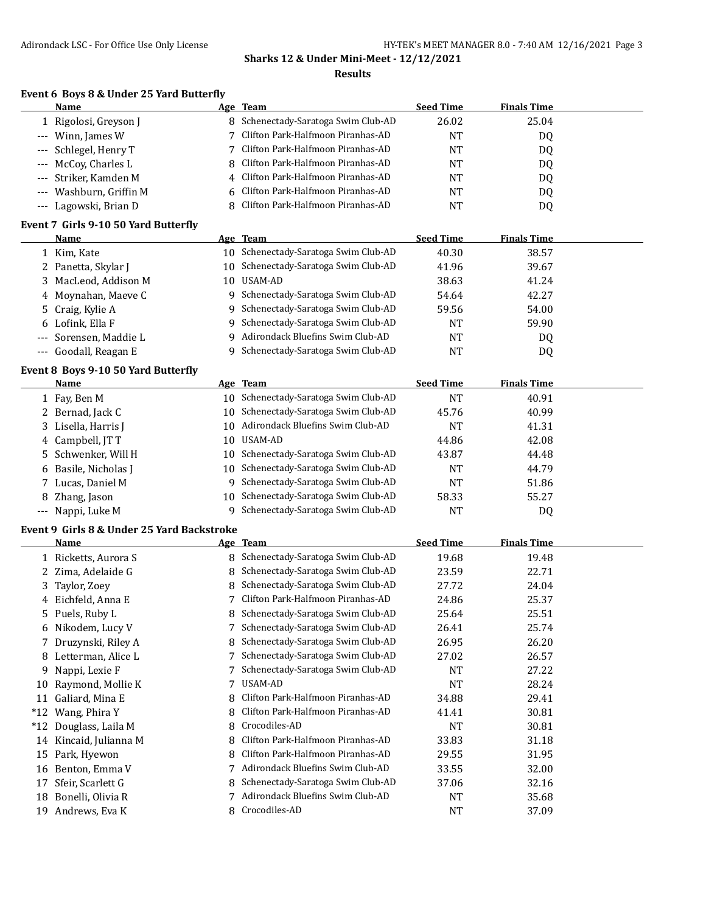**Sharks 12 & Under Mini-Meet - 12/12/2021**

**Results**

### Event 6 Boys 8 & Under 25 Yard Butterfly

| | Name | Age | Team | Seed Time | Finals Time |
|---|---|---|---|---|---|
| 1 | Rigolosi, Greyson J | 8 | Schenectady-Saratoga Swim Club-AD | 26.02 | 25.04 |
| --- | Winn, James W | 7 | Clifton Park-Halfmoon Piranhas-AD | NT | DQ |
| --- | Schlegel, Henry T | 7 | Clifton Park-Halfmoon Piranhas-AD | NT | DQ |
| --- | McCoy, Charles L | 8 | Clifton Park-Halfmoon Piranhas-AD | NT | DQ |
| --- | Striker, Kamden M | 4 | Clifton Park-Halfmoon Piranhas-AD | NT | DQ |
| --- | Washburn, Griffin M | 6 | Clifton Park-Halfmoon Piranhas-AD | NT | DQ |
| --- | Lagowski, Brian D | 8 | Clifton Park-Halfmoon Piranhas-AD | NT | DQ |

### Event 7 Girls 9-10 50 Yard Butterfly

| | Name | Age | Team | Seed Time | Finals Time |
|---|---|---|---|---|---|
| 1 | Kim, Kate | 10 | Schenectady-Saratoga Swim Club-AD | 40.30 | 38.57 |
| 2 | Panetta, Skylar J | 10 | Schenectady-Saratoga Swim Club-AD | 41.96 | 39.67 |
| 3 | MacLeod, Addison M | 10 | USAM-AD | 38.63 | 41.24 |
| 4 | Moynahan, Maeve C | 9 | Schenectady-Saratoga Swim Club-AD | 54.64 | 42.27 |
| 5 | Craig, Kylie A | 9 | Schenectady-Saratoga Swim Club-AD | 59.56 | 54.00 |
| 6 | Lofink, Ella F | 9 | Schenectady-Saratoga Swim Club-AD | NT | 59.90 |
| --- | Sorensen, Maddie L | 9 | Adirondack Bluefins Swim Club-AD | NT | DQ |
| --- | Goodall, Reagan E | 9 | Schenectady-Saratoga Swim Club-AD | NT | DQ |

### Event 8 Boys 9-10 50 Yard Butterfly

| | Name | Age | Team | Seed Time | Finals Time |
|---|---|---|---|---|---|
| 1 | Fay, Ben M | 10 | Schenectady-Saratoga Swim Club-AD | NT | 40.91 |
| 2 | Bernad, Jack C | 10 | Schenectady-Saratoga Swim Club-AD | 45.76 | 40.99 |
| 3 | Lisella, Harris J | 10 | Adirondack Bluefins Swim Club-AD | NT | 41.31 |
| 4 | Campbell, JT T | 10 | USAM-AD | 44.86 | 42.08 |
| 5 | Schwenker, Will H | 10 | Schenectady-Saratoga Swim Club-AD | 43.87 | 44.48 |
| 6 | Basile, Nicholas J | 10 | Schenectady-Saratoga Swim Club-AD | NT | 44.79 |
| 7 | Lucas, Daniel M | 9 | Schenectady-Saratoga Swim Club-AD | NT | 51.86 |
| 8 | Zhang, Jason | 10 | Schenectady-Saratoga Swim Club-AD | 58.33 | 55.27 |
| --- | Nappi, Luke M | 9 | Schenectady-Saratoga Swim Club-AD | NT | DQ |

### Event 9 Girls 8 & Under 25 Yard Backstroke

| | Name | Age | Team | Seed Time | Finals Time |
|---|---|---|---|---|---|
| 1 | Ricketts, Aurora S | 8 | Schenectady-Saratoga Swim Club-AD | 19.68 | 19.48 |
| 2 | Zima, Adelaide G | 8 | Schenectady-Saratoga Swim Club-AD | 23.59 | 22.71 |
| 3 | Taylor, Zoey | 8 | Schenectady-Saratoga Swim Club-AD | 27.72 | 24.04 |
| 4 | Eichfeld, Anna E | 7 | Clifton Park-Halfmoon Piranhas-AD | 24.86 | 25.37 |
| 5 | Puels, Ruby L | 8 | Schenectady-Saratoga Swim Club-AD | 25.64 | 25.51 |
| 6 | Nikodem, Lucy V | 7 | Schenectady-Saratoga Swim Club-AD | 26.41 | 25.74 |
| 7 | Druzynski, Riley A | 8 | Schenectady-Saratoga Swim Club-AD | 26.95 | 26.20 |
| 8 | Letterman, Alice L | 7 | Schenectady-Saratoga Swim Club-AD | 27.02 | 26.57 |
| 9 | Nappi, Lexie F | 7 | Schenectady-Saratoga Swim Club-AD | NT | 27.22 |
| 10 | Raymond, Mollie K | 7 | USAM-AD | NT | 28.24 |
| 11 | Galiard, Mina E | 8 | Clifton Park-Halfmoon Piranhas-AD | 34.88 | 29.41 |
| *12 | Wang, Phira Y | 8 | Clifton Park-Halfmoon Piranhas-AD | 41.41 | 30.81 |
| *12 | Douglass, Laila M | 8 | Crocodiles-AD | NT | 30.81 |
| 14 | Kincaid, Julianna M | 8 | Clifton Park-Halfmoon Piranhas-AD | 33.83 | 31.18 |
| 15 | Park, Hyewon | 8 | Clifton Park-Halfmoon Piranhas-AD | 29.55 | 31.95 |
| 16 | Benton, Emma V | 7 | Adirondack Bluefins Swim Club-AD | 33.55 | 32.00 |
| 17 | Sfeir, Scarlett G | 8 | Schenectady-Saratoga Swim Club-AD | 37.06 | 32.16 |
| 18 | Bonelli, Olivia R | 7 | Adirondack Bluefins Swim Club-AD | NT | 35.68 |
| 19 | Andrews, Eva K | 8 | Crocodiles-AD | NT | 37.09 |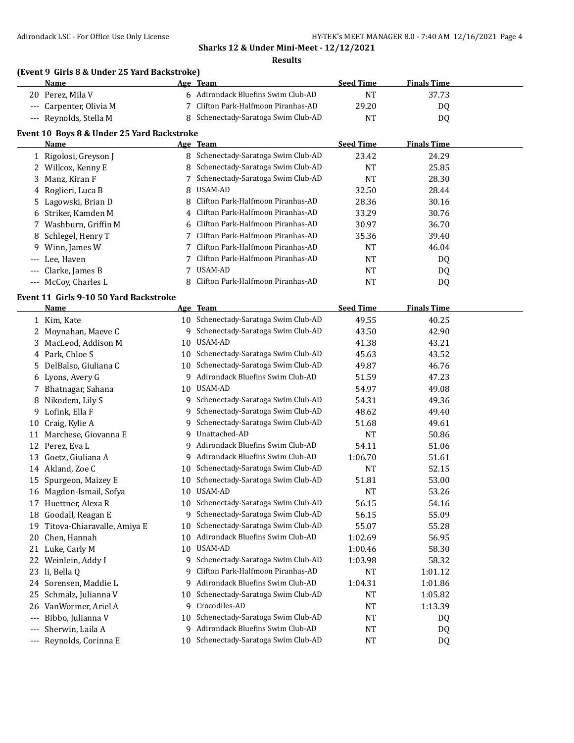**Sharks 12 & Under Mini-Meet - 12/12/2021**

**Results**

### (Event 9 Girls 8 & Under 25 Yard Backstroke)

| | Name | Age | Team | Seed Time | Finals Time |
|---|---|---|---|---|---|
| 20 | Perez, Mila V | 6 | Adirondack Bluefins Swim Club-AD | NT | 37.73 |
| --- | Carpenter, Olivia M | 7 | Clifton Park-Halfmoon Piranhas-AD | 29.20 | DQ |
| --- | Reynolds, Stella M | 8 | Schenectady-Saratoga Swim Club-AD | NT | DQ |

### Event 10 Boys 8 & Under 25 Yard Backstroke

| | Name | Age | Team | Seed Time | Finals Time |
|---|---|---|---|---|---|
| 1 | Rigolosi, Greyson J | 8 | Schenectady-Saratoga Swim Club-AD | 23.42 | 24.29 |
| 2 | Willcox, Kenny E | 8 | Schenectady-Saratoga Swim Club-AD | NT | 25.85 |
| 3 | Manz, Kiran F | 7 | Schenectady-Saratoga Swim Club-AD | NT | 28.30 |
| 4 | Roglieri, Luca B | 8 | USAM-AD | 32.50 | 28.44 |
| 5 | Lagowski, Brian D | 8 | Clifton Park-Halfmoon Piranhas-AD | 28.36 | 30.16 |
| 6 | Striker, Kamden M | 4 | Clifton Park-Halfmoon Piranhas-AD | 33.29 | 30.76 |
| 7 | Washburn, Griffin M | 6 | Clifton Park-Halfmoon Piranhas-AD | 30.97 | 36.70 |
| 8 | Schlegel, Henry T | 7 | Clifton Park-Halfmoon Piranhas-AD | 35.36 | 39.40 |
| 9 | Winn, James W | 7 | Clifton Park-Halfmoon Piranhas-AD | NT | 46.04 |
| --- | Lee, Haven | 7 | Clifton Park-Halfmoon Piranhas-AD | NT | DQ |
| --- | Clarke, James B | 7 | USAM-AD | NT | DQ |
| --- | McCoy, Charles L | 8 | Clifton Park-Halfmoon Piranhas-AD | NT | DQ |

### Event 11 Girls 9-10 50 Yard Backstroke

| | Name | Age | Team | Seed Time | Finals Time |
|---|---|---|---|---|---|
| 1 | Kim, Kate | 10 | Schenectady-Saratoga Swim Club-AD | 49.55 | 40.25 |
| 2 | Moynahan, Maeve C | 9 | Schenectady-Saratoga Swim Club-AD | 43.50 | 42.90 |
| 3 | MacLeod, Addison M | 10 | USAM-AD | 41.38 | 43.21 |
| 4 | Park, Chloe S | 10 | Schenectady-Saratoga Swim Club-AD | 45.63 | 43.52 |
| 5 | DelBalso, Giuliana C | 10 | Schenectady-Saratoga Swim Club-AD | 49.87 | 46.76 |
| 6 | Lyons, Avery G | 9 | Adirondack Bluefins Swim Club-AD | 51.59 | 47.23 |
| 7 | Bhatnagar, Sahana | 10 | USAM-AD | 54.97 | 49.08 |
| 8 | Nikodem, Lily S | 9 | Schenectady-Saratoga Swim Club-AD | 54.31 | 49.36 |
| 9 | Lofink, Ella F | 9 | Schenectady-Saratoga Swim Club-AD | 48.62 | 49.40 |
| 10 | Craig, Kylie A | 9 | Schenectady-Saratoga Swim Club-AD | 51.68 | 49.61 |
| 11 | Marchese, Giovanna E | 9 | Unattached-AD | NT | 50.86 |
| 12 | Perez, Eva L | 9 | Adirondack Bluefins Swim Club-AD | 54.11 | 51.06 |
| 13 | Goetz, Giuliana A | 9 | Adirondack Bluefins Swim Club-AD | 1:06.70 | 51.61 |
| 14 | Akland, Zoe C | 10 | Schenectady-Saratoga Swim Club-AD | NT | 52.15 |
| 15 | Spurgeon, Maizey E | 10 | Schenectady-Saratoga Swim Club-AD | 51.81 | 53.00 |
| 16 | Magdon-Ismail, Sofya | 10 | USAM-AD | NT | 53.26 |
| 17 | Huettner, Alexa R | 10 | Schenectady-Saratoga Swim Club-AD | 56.15 | 54.16 |
| 18 | Goodall, Reagan E | 9 | Schenectady-Saratoga Swim Club-AD | 56.15 | 55.09 |
| 19 | Titova-Chiaravalle, Amiya E | 10 | Schenectady-Saratoga Swim Club-AD | 55.07 | 55.28 |
| 20 | Chen, Hannah | 10 | Adirondack Bluefins Swim Club-AD | 1:02.69 | 56.95 |
| 21 | Luke, Carly M | 10 | USAM-AD | 1:00.46 | 58.30 |
| 22 | Weinlein, Addy I | 9 | Schenectady-Saratoga Swim Club-AD | 1:03.98 | 58.32 |
| 23 | li, Bella Q | 9 | Clifton Park-Halfmoon Piranhas-AD | NT | 1:01.12 |
| 24 | Sorensen, Maddie L | 9 | Adirondack Bluefins Swim Club-AD | 1:04.31 | 1:01.86 |
| 25 | Schmalz, Julianna V | 10 | Schenectady-Saratoga Swim Club-AD | NT | 1:05.82 |
| 26 | VanWormer, Ariel A | 9 | Crocodiles-AD | NT | 1:13.39 |
| --- | Bibbo, Julianna V | 10 | Schenectady-Saratoga Swim Club-AD | NT | DQ |
| --- | Sherwin, Laila A | 9 | Adirondack Bluefins Swim Club-AD | NT | DQ |
| --- | Reynolds, Corinna E | 10 | Schenectady-Saratoga Swim Club-AD | NT | DQ |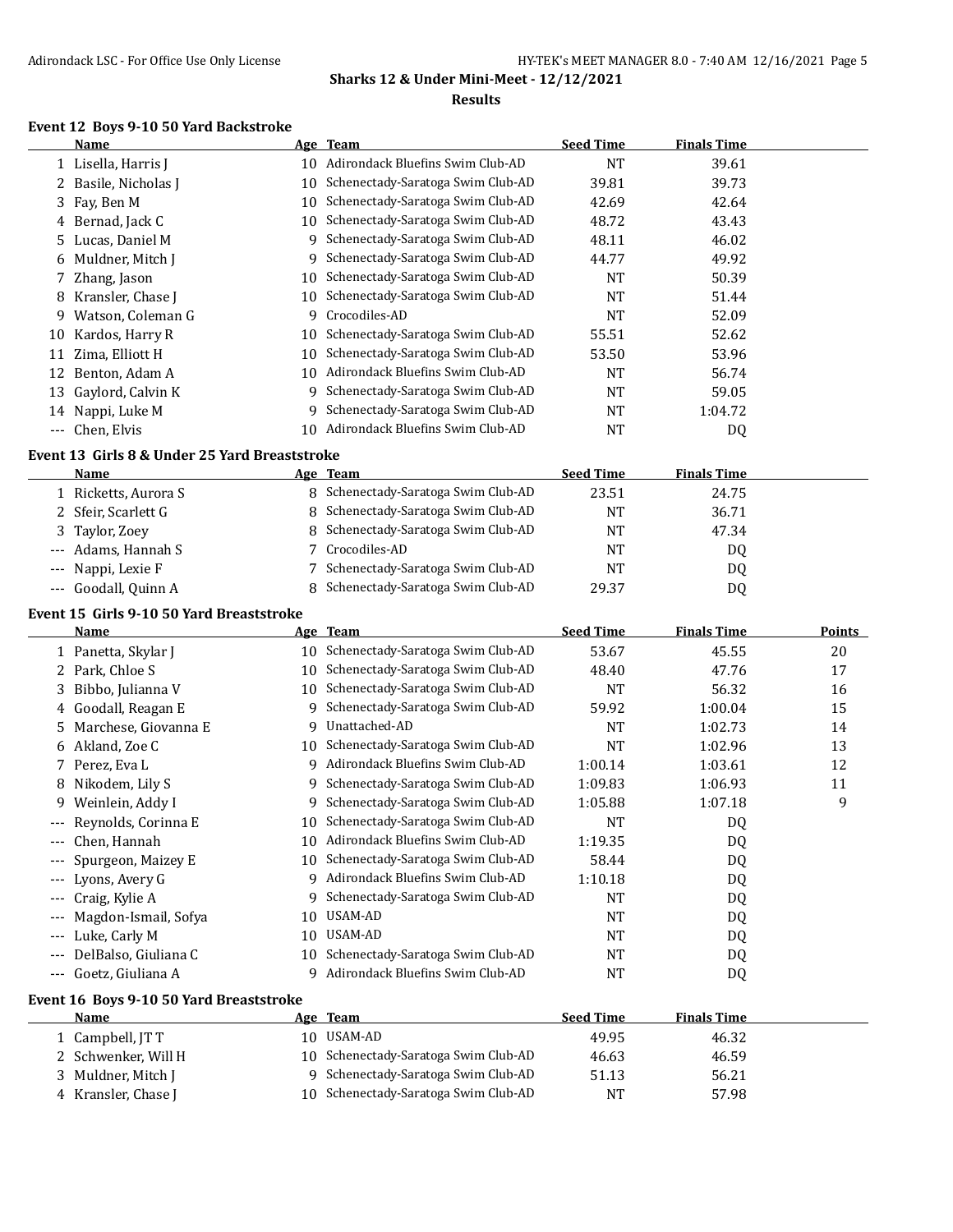## Sharks 12 & Under Mini-Meet - 12/12/2021

### Results

### Event 12 Boys 9-10 50 Yard Backstroke

| | Name | Age | Team | Seed Time | Finals Time |
|---|---|---|---|---|---|
| 1 | Lisella, Harris J | 10 | Adirondack Bluefins Swim Club-AD | NT | 39.61 |
| 2 | Basile, Nicholas J | 10 | Schenectady-Saratoga Swim Club-AD | 39.81 | 39.73 |
| 3 | Fay, Ben M | 10 | Schenectady-Saratoga Swim Club-AD | 42.69 | 42.64 |
| 4 | Bernad, Jack C | 10 | Schenectady-Saratoga Swim Club-AD | 48.72 | 43.43 |
| 5 | Lucas, Daniel M | 9 | Schenectady-Saratoga Swim Club-AD | 48.11 | 46.02 |
| 6 | Muldner, Mitch J | 9 | Schenectady-Saratoga Swim Club-AD | 44.77 | 49.92 |
| 7 | Zhang, Jason | 10 | Schenectady-Saratoga Swim Club-AD | NT | 50.39 |
| 8 | Kransler, Chase J | 10 | Schenectady-Saratoga Swim Club-AD | NT | 51.44 |
| 9 | Watson, Coleman G | 9 | Crocodiles-AD | NT | 52.09 |
| 10 | Kardos, Harry R | 10 | Schenectady-Saratoga Swim Club-AD | 55.51 | 52.62 |
| 11 | Zima, Elliott H | 10 | Schenectady-Saratoga Swim Club-AD | 53.50 | 53.96 |
| 12 | Benton, Adam A | 10 | Adirondack Bluefins Swim Club-AD | NT | 56.74 |
| 13 | Gaylord, Calvin K | 9 | Schenectady-Saratoga Swim Club-AD | NT | 59.05 |
| 14 | Nappi, Luke M | 9 | Schenectady-Saratoga Swim Club-AD | NT | 1:04.72 |
| --- | Chen, Elvis | 10 | Adirondack Bluefins Swim Club-AD | NT | DQ |

### Event 13 Girls 8 & Under 25 Yard Breaststroke

| | Name | Age | Team | Seed Time | Finals Time |
|---|---|---|---|---|---|
| 1 | Ricketts, Aurora S | 8 | Schenectady-Saratoga Swim Club-AD | 23.51 | 24.75 |
| 2 | Sfeir, Scarlett G | 8 | Schenectady-Saratoga Swim Club-AD | NT | 36.71 |
| 3 | Taylor, Zoey | 8 | Schenectady-Saratoga Swim Club-AD | NT | 47.34 |
| --- | Adams, Hannah S | 7 | Crocodiles-AD | NT | DQ |
| --- | Nappi, Lexie F | 7 | Schenectady-Saratoga Swim Club-AD | NT | DQ |
| --- | Goodall, Quinn A | 8 | Schenectady-Saratoga Swim Club-AD | 29.37 | DQ |

### Event 15 Girls 9-10 50 Yard Breaststroke

| | Name | Age | Team | Seed Time | Finals Time | Points |
|---|---|---|---|---|---|---|
| 1 | Panetta, Skylar J | 10 | Schenectady-Saratoga Swim Club-AD | 53.67 | 45.55 | 20 |
| 2 | Park, Chloe S | 10 | Schenectady-Saratoga Swim Club-AD | 48.40 | 47.76 | 17 |
| 3 | Bibbo, Julianna V | 10 | Schenectady-Saratoga Swim Club-AD | NT | 56.32 | 16 |
| 4 | Goodall, Reagan E | 9 | Schenectady-Saratoga Swim Club-AD | 59.92 | 1:00.04 | 15 |
| 5 | Marchese, Giovanna E | 9 | Unattached-AD | NT | 1:02.73 | 14 |
| 6 | Akland, Zoe C | 10 | Schenectady-Saratoga Swim Club-AD | NT | 1:02.96 | 13 |
| 7 | Perez, Eva L | 9 | Adirondack Bluefins Swim Club-AD | 1:00.14 | 1:03.61 | 12 |
| 8 | Nikodem, Lily S | 9 | Schenectady-Saratoga Swim Club-AD | 1:09.83 | 1:06.93 | 11 |
| 9 | Weinlein, Addy I | 9 | Schenectady-Saratoga Swim Club-AD | 1:05.88 | 1:07.18 | 9 |
| --- | Reynolds, Corinna E | 10 | Schenectady-Saratoga Swim Club-AD | NT | DQ | |
| --- | Chen, Hannah | 10 | Adirondack Bluefins Swim Club-AD | 1:19.35 | DQ | |
| --- | Spurgeon, Maizey E | 10 | Schenectady-Saratoga Swim Club-AD | 58.44 | DQ | |
| --- | Lyons, Avery G | 9 | Adirondack Bluefins Swim Club-AD | 1:10.18 | DQ | |
| --- | Craig, Kylie A | 9 | Schenectady-Saratoga Swim Club-AD | NT | DQ | |
| --- | Magdon-Ismail, Sofya | 10 | USAM-AD | NT | DQ | |
| --- | Luke, Carly M | 10 | USAM-AD | NT | DQ | |
| --- | DelBalso, Giuliana C | 10 | Schenectady-Saratoga Swim Club-AD | NT | DQ | |
| --- | Goetz, Giuliana A | 9 | Adirondack Bluefins Swim Club-AD | NT | DQ | |

### Event 16 Boys 9-10 50 Yard Breaststroke

| | Name | Age | Team | Seed Time | Finals Time |
|---|---|---|---|---|---|
| 1 | Campbell, JT T | 10 | USAM-AD | 49.95 | 46.32 |
| 2 | Schwenker, Will H | 10 | Schenectady-Saratoga Swim Club-AD | 46.63 | 46.59 |
| 3 | Muldner, Mitch J | 9 | Schenectady-Saratoga Swim Club-AD | 51.13 | 56.21 |
| 4 | Kransler, Chase J | 10 | Schenectady-Saratoga Swim Club-AD | NT | 57.98 |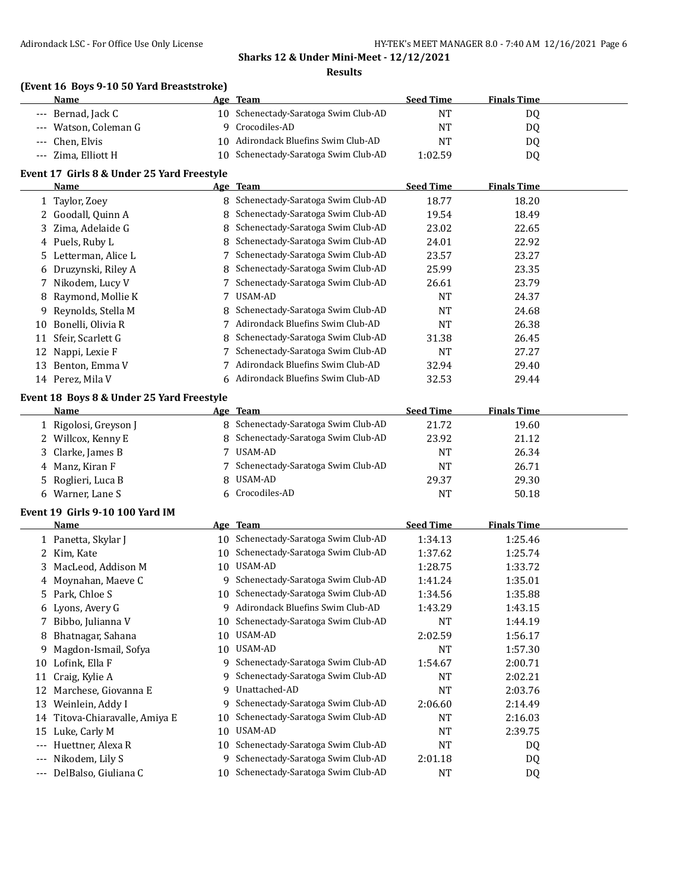**Sharks 12 & Under Mini-Meet - 12/12/2021**

**Results**

### (Event 16 Boys 9-10 50 Yard Breaststroke)

| | Name | Age | Team | Seed Time | Finals Time |
|---|---|---|---|---|---|
| --- | Bernad, Jack C | 10 | Schenectady-Saratoga Swim Club-AD | NT | DQ |
| --- | Watson, Coleman G | 9 | Crocodiles-AD | NT | DQ |
| --- | Chen, Elvis | 10 | Adirondack Bluefins Swim Club-AD | NT | DQ |
| --- | Zima, Elliott H | 10 | Schenectady-Saratoga Swim Club-AD | 1:02.59 | DQ |

### Event 17 Girls 8 & Under 25 Yard Freestyle

| | Name | Age | Team | Seed Time | Finals Time |
|---|---|---|---|---|---|
| 1 | Taylor, Zoey | 8 | Schenectady-Saratoga Swim Club-AD | 18.77 | 18.20 |
| 2 | Goodall, Quinn A | 8 | Schenectady-Saratoga Swim Club-AD | 19.54 | 18.49 |
| 3 | Zima, Adelaide G | 8 | Schenectady-Saratoga Swim Club-AD | 23.02 | 22.65 |
| 4 | Puels, Ruby L | 8 | Schenectady-Saratoga Swim Club-AD | 24.01 | 22.92 |
| 5 | Letterman, Alice L | 7 | Schenectady-Saratoga Swim Club-AD | 23.57 | 23.27 |
| 6 | Druzynski, Riley A | 8 | Schenectady-Saratoga Swim Club-AD | 25.99 | 23.35 |
| 7 | Nikodem, Lucy V | 7 | Schenectady-Saratoga Swim Club-AD | 26.61 | 23.79 |
| 8 | Raymond, Mollie K | 7 | USAM-AD | NT | 24.37 |
| 9 | Reynolds, Stella M | 8 | Schenectady-Saratoga Swim Club-AD | NT | 24.68 |
| 10 | Bonelli, Olivia R | 7 | Adirondack Bluefins Swim Club-AD | NT | 26.38 |
| 11 | Sfeir, Scarlett G | 8 | Schenectady-Saratoga Swim Club-AD | 31.38 | 26.45 |
| 12 | Nappi, Lexie F | 7 | Schenectady-Saratoga Swim Club-AD | NT | 27.27 |
| 13 | Benton, Emma V | 7 | Adirondack Bluefins Swim Club-AD | 32.94 | 29.40 |
| 14 | Perez, Mila V | 6 | Adirondack Bluefins Swim Club-AD | 32.53 | 29.44 |

### Event 18 Boys 8 & Under 25 Yard Freestyle

| | Name | Age | Team | Seed Time | Finals Time |
|---|---|---|---|---|---|
| 1 | Rigolosi, Greyson J | 8 | Schenectady-Saratoga Swim Club-AD | 21.72 | 19.60 |
| 2 | Willcox, Kenny E | 8 | Schenectady-Saratoga Swim Club-AD | 23.92 | 21.12 |
| 3 | Clarke, James B | 7 | USAM-AD | NT | 26.34 |
| 4 | Manz, Kiran F | 7 | Schenectady-Saratoga Swim Club-AD | NT | 26.71 |
| 5 | Roglieri, Luca B | 8 | USAM-AD | 29.37 | 29.30 |
| 6 | Warner, Lane S | 6 | Crocodiles-AD | NT | 50.18 |

### Event 19 Girls 9-10 100 Yard IM

| | Name | Age | Team | Seed Time | Finals Time |
|---|---|---|---|---|---|
| 1 | Panetta, Skylar J | 10 | Schenectady-Saratoga Swim Club-AD | 1:34.13 | 1:25.46 |
| 2 | Kim, Kate | 10 | Schenectady-Saratoga Swim Club-AD | 1:37.62 | 1:25.74 |
| 3 | MacLeod, Addison M | 10 | USAM-AD | 1:28.75 | 1:33.72 |
| 4 | Moynahan, Maeve C | 9 | Schenectady-Saratoga Swim Club-AD | 1:41.24 | 1:35.01 |
| 5 | Park, Chloe S | 10 | Schenectady-Saratoga Swim Club-AD | 1:34.56 | 1:35.88 |
| 6 | Lyons, Avery G | 9 | Adirondack Bluefins Swim Club-AD | 1:43.29 | 1:43.15 |
| 7 | Bibbo, Julianna V | 10 | Schenectady-Saratoga Swim Club-AD | NT | 1:44.19 |
| 8 | Bhatnagar, Sahana | 10 | USAM-AD | 2:02.59 | 1:56.17 |
| 9 | Magdon-Ismail, Sofya | 10 | USAM-AD | NT | 1:57.30 |
| 10 | Lofink, Ella F | 9 | Schenectady-Saratoga Swim Club-AD | 1:54.67 | 2:00.71 |
| 11 | Craig, Kylie A | 9 | Schenectady-Saratoga Swim Club-AD | NT | 2:02.21 |
| 12 | Marchese, Giovanna E | 9 | Unattached-AD | NT | 2:03.76 |
| 13 | Weinlein, Addy I | 9 | Schenectady-Saratoga Swim Club-AD | 2:06.60 | 2:14.49 |
| 14 | Titova-Chiaravalle, Amiya E | 10 | Schenectady-Saratoga Swim Club-AD | NT | 2:16.03 |
| 15 | Luke, Carly M | 10 | USAM-AD | NT | 2:39.75 |
| --- | Huettner, Alexa R | 10 | Schenectady-Saratoga Swim Club-AD | NT | DQ |
| --- | Nikodem, Lily S | 9 | Schenectady-Saratoga Swim Club-AD | 2:01.18 | DQ |
| --- | DelBalso, Giuliana C | 10 | Schenectady-Saratoga Swim Club-AD | NT | DQ |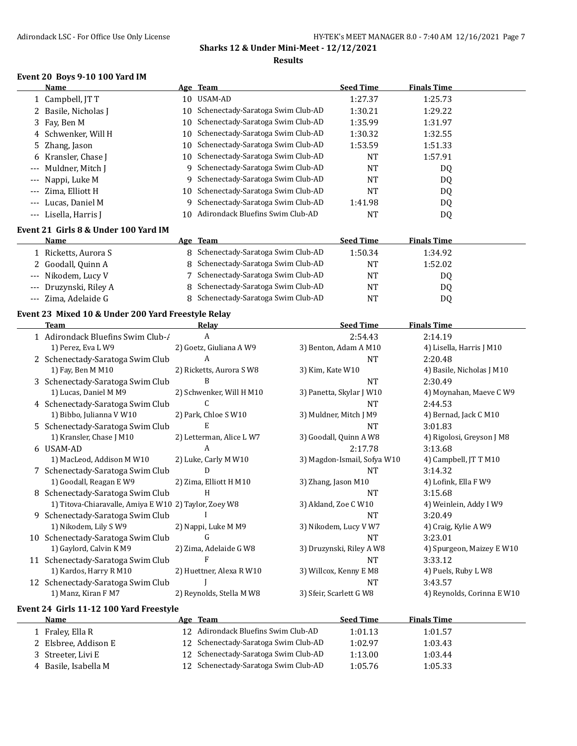**Sharks 12 & Under Mini-Meet - 12/12/2021**

**Results**

### Event 20 Boys 9-10 100 Yard IM

| | Name | Age | Team | Seed Time | Finals Time |
|---|---|---|---|---|---|
| 1 | Campbell, JT T | 10 | USAM-AD | 1:27.37 | 1:25.73 |
| 2 | Basile, Nicholas J | 10 | Schenectady-Saratoga Swim Club-AD | 1:30.21 | 1:29.22 |
| 3 | Fay, Ben M | 10 | Schenectady-Saratoga Swim Club-AD | 1:35.99 | 1:31.97 |
| 4 | Schwenker, Will H | 10 | Schenectady-Saratoga Swim Club-AD | 1:30.32 | 1:32.55 |
| 5 | Zhang, Jason | 10 | Schenectady-Saratoga Swim Club-AD | 1:53.59 | 1:51.33 |
| 6 | Kransler, Chase J | 10 | Schenectady-Saratoga Swim Club-AD | NT | 1:57.91 |
| --- | Muldner, Mitch J | 9 | Schenectady-Saratoga Swim Club-AD | NT | DQ |
| --- | Nappi, Luke M | 9 | Schenectady-Saratoga Swim Club-AD | NT | DQ |
| --- | Zima, Elliott H | 10 | Schenectady-Saratoga Swim Club-AD | NT | DQ |
| --- | Lucas, Daniel M | 9 | Schenectady-Saratoga Swim Club-AD | 1:41.98 | DQ |
| --- | Lisella, Harris J | 10 | Adirondack Bluefins Swim Club-AD | NT | DQ |

### Event 21 Girls 8 & Under 100 Yard IM

| | Name | Age | Team | Seed Time | Finals Time |
|---|---|---|---|---|---|
| 1 | Ricketts, Aurora S | 8 | Schenectady-Saratoga Swim Club-AD | 1:50.34 | 1:34.92 |
| 2 | Goodall, Quinn A | 8 | Schenectady-Saratoga Swim Club-AD | NT | 1:52.02 |
| --- | Nikodem, Lucy V | 7 | Schenectady-Saratoga Swim Club-AD | NT | DQ |
| --- | Druzynski, Riley A | 8 | Schenectady-Saratoga Swim Club-AD | NT | DQ |
| --- | Zima, Adelaide G | 8 | Schenectady-Saratoga Swim Club-AD | NT | DQ |

### Event 23 Mixed 10 & Under 200 Yard Freestyle Relay

| | Team | Relay | Seed Time | Finals Time |
|---|---|---|---|---|
| 1 | Adirondack Bluefins Swim Club-/ | A | 2:54.43 | 2:14.19 |
| | 1) Perez, Eva L W9 | 2) Goetz, Giuliana A W9 | 3) Benton, Adam A M10 | 4) Lisella, Harris J M10 |
| 2 | Schenectady-Saratoga Swim Club | A | NT | 2:20.48 |
| | 1) Fay, Ben M M10 | 2) Ricketts, Aurora S W8 | 3) Kim, Kate W10 | 4) Basile, Nicholas J M10 |
| 3 | Schenectady-Saratoga Swim Club | B | NT | 2:30.49 |
| | 1) Lucas, Daniel M M9 | 2) Schwenker, Will H M10 | 3) Panetta, Skylar J W10 | 4) Moynahan, Maeve C W9 |
| 4 | Schenectady-Saratoga Swim Club | C | NT | 2:44.53 |
| | 1) Bibbo, Julianna V W10 | 2) Park, Chloe S W10 | 3) Muldner, Mitch J M9 | 4) Bernad, Jack C M10 |
| 5 | Schenectady-Saratoga Swim Club | E | NT | 3:01.83 |
| | 1) Kransler, Chase J M10 | 2) Letterman, Alice L W7 | 3) Goodall, Quinn A W8 | 4) Rigolosi, Greyson J M8 |
| 6 | USAM-AD | A | 2:17.78 | 3:13.68 |
| | 1) MacLeod, Addison M W10 | 2) Luke, Carly M W10 | 3) Magdon-Ismail, Sofya W10 | 4) Campbell, JT T M10 |
| 7 | Schenectady-Saratoga Swim Club | D | NT | 3:14.32 |
| | 1) Goodall, Reagan E W9 | 2) Zima, Elliott H M10 | 3) Zhang, Jason M10 | 4) Lofink, Ella F W9 |
| 8 | Schenectady-Saratoga Swim Club | H | NT | 3:15.68 |
| | 1) Titova-Chiaravalle, Amiya E W10 | 2) Taylor, Zoey W8 | 3) Akland, Zoe C W10 | 4) Weinlein, Addy I W9 |
| 9 | Schenectady-Saratoga Swim Club | I | NT | 3:20.49 |
| | 1) Nikodem, Lily S W9 | 2) Nappi, Luke M M9 | 3) Nikodem, Lucy V W7 | 4) Craig, Kylie A W9 |
| 10 | Schenectady-Saratoga Swim Club | G | NT | 3:23.01 |
| | 1) Gaylord, Calvin K M9 | 2) Zima, Adelaide G W8 | 3) Druzynski, Riley A W8 | 4) Spurgeon, Maizey E W10 |
| 11 | Schenectady-Saratoga Swim Club | F | NT | 3:33.12 |
| | 1) Kardos, Harry R M10 | 2) Huettner, Alexa R W10 | 3) Willcox, Kenny E M8 | 4) Puels, Ruby L W8 |
| 12 | Schenectady-Saratoga Swim Club | J | NT | 3:43.57 |
| | 1) Manz, Kiran F M7 | 2) Reynolds, Stella M W8 | 3) Sfeir, Scarlett G W8 | 4) Reynolds, Corinna E W10 |

### Event 24 Girls 11-12 100 Yard Freestyle

| | Name | Age | Team | Seed Time | Finals Time |
|---|---|---|---|---|---|
| 1 | Fraley, Ella R | 12 | Adirondack Bluefins Swim Club-AD | 1:01.13 | 1:01.57 |
| 2 | Elsbree, Addison E | 12 | Schenectady-Saratoga Swim Club-AD | 1:02.97 | 1:03.43 |
| 3 | Streeter, Livi E | 12 | Schenectady-Saratoga Swim Club-AD | 1:13.00 | 1:03.44 |
| 4 | Basile, Isabella M | 12 | Schenectady-Saratoga Swim Club-AD | 1:05.76 | 1:05.33 |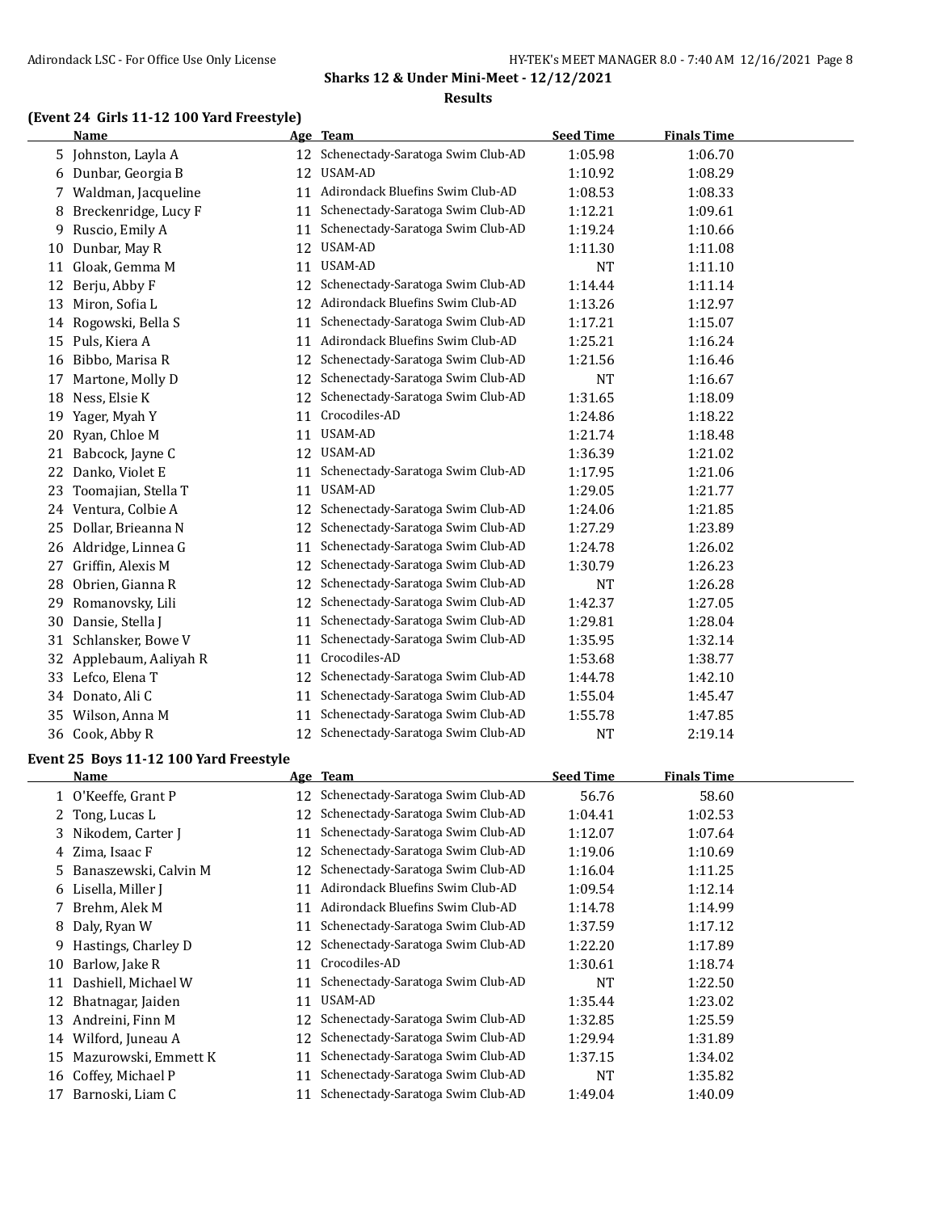**Sharks 12 & Under Mini-Meet - 12/12/2021**

**Results**

### (Event 24 Girls 11-12 100 Yard Freestyle)

| | Name | Age | Team | Seed Time | Finals Time |
|---|---|---|---|---|---|
| 5 | Johnston, Layla A | 12 | Schenectady-Saratoga Swim Club-AD | 1:05.98 | 1:06.70 |
| 6 | Dunbar, Georgia B | 12 | USAM-AD | 1:10.92 | 1:08.29 |
| 7 | Waldman, Jacqueline | 11 | Adirondack Bluefins Swim Club-AD | 1:08.53 | 1:08.33 |
| 8 | Breckenridge, Lucy F | 11 | Schenectady-Saratoga Swim Club-AD | 1:12.21 | 1:09.61 |
| 9 | Ruscio, Emily A | 11 | Schenectady-Saratoga Swim Club-AD | 1:19.24 | 1:10.66 |
| 10 | Dunbar, May R | 12 | USAM-AD | 1:11.30 | 1:11.08 |
| 11 | Gloak, Gemma M | 11 | USAM-AD | NT | 1:11.10 |
| 12 | Berju, Abby F | 12 | Schenectady-Saratoga Swim Club-AD | 1:14.44 | 1:11.14 |
| 13 | Miron, Sofia L | 12 | Adirondack Bluefins Swim Club-AD | 1:13.26 | 1:12.97 |
| 14 | Rogowski, Bella S | 11 | Schenectady-Saratoga Swim Club-AD | 1:17.21 | 1:15.07 |
| 15 | Puls, Kiera A | 11 | Adirondack Bluefins Swim Club-AD | 1:25.21 | 1:16.24 |
| 16 | Bibbo, Marisa R | 12 | Schenectady-Saratoga Swim Club-AD | 1:21.56 | 1:16.46 |
| 17 | Martone, Molly D | 12 | Schenectady-Saratoga Swim Club-AD | NT | 1:16.67 |
| 18 | Ness, Elsie K | 12 | Schenectady-Saratoga Swim Club-AD | 1:31.65 | 1:18.09 |
| 19 | Yager, Myah Y | 11 | Crocodiles-AD | 1:24.86 | 1:18.22 |
| 20 | Ryan, Chloe M | 11 | USAM-AD | 1:21.74 | 1:18.48 |
| 21 | Babcock, Jayne C | 12 | USAM-AD | 1:36.39 | 1:21.02 |
| 22 | Danko, Violet E | 11 | Schenectady-Saratoga Swim Club-AD | 1:17.95 | 1:21.06 |
| 23 | Toomajian, Stella T | 11 | USAM-AD | 1:29.05 | 1:21.77 |
| 24 | Ventura, Colbie A | 12 | Schenectady-Saratoga Swim Club-AD | 1:24.06 | 1:21.85 |
| 25 | Dollar, Brieanna N | 12 | Schenectady-Saratoga Swim Club-AD | 1:27.29 | 1:23.89 |
| 26 | Aldridge, Linnea G | 11 | Schenectady-Saratoga Swim Club-AD | 1:24.78 | 1:26.02 |
| 27 | Griffin, Alexis M | 12 | Schenectady-Saratoga Swim Club-AD | 1:30.79 | 1:26.23 |
| 28 | Obrien, Gianna R | 12 | Schenectady-Saratoga Swim Club-AD | NT | 1:26.28 |
| 29 | Romanovsky, Lili | 12 | Schenectady-Saratoga Swim Club-AD | 1:42.37 | 1:27.05 |
| 30 | Dansie, Stella J | 11 | Schenectady-Saratoga Swim Club-AD | 1:29.81 | 1:28.04 |
| 31 | Schlansker, Bowe V | 11 | Schenectady-Saratoga Swim Club-AD | 1:35.95 | 1:32.14 |
| 32 | Applebaum, Aaliyah R | 11 | Crocodiles-AD | 1:53.68 | 1:38.77 |
| 33 | Lefco, Elena T | 12 | Schenectady-Saratoga Swim Club-AD | 1:44.78 | 1:42.10 |
| 34 | Donato, Ali C | 11 | Schenectady-Saratoga Swim Club-AD | 1:55.04 | 1:45.47 |
| 35 | Wilson, Anna M | 11 | Schenectady-Saratoga Swim Club-AD | 1:55.78 | 1:47.85 |
| 36 | Cook, Abby R | 12 | Schenectady-Saratoga Swim Club-AD | NT | 2:19.14 |

### Event 25 Boys 11-12 100 Yard Freestyle

| | Name | Age | Team | Seed Time | Finals Time |
|---|---|---|---|---|---|
| 1 | O'Keeffe, Grant P | 12 | Schenectady-Saratoga Swim Club-AD | 56.76 | 58.60 |
| 2 | Tong, Lucas L | 12 | Schenectady-Saratoga Swim Club-AD | 1:04.41 | 1:02.53 |
| 3 | Nikodem, Carter J | 11 | Schenectady-Saratoga Swim Club-AD | 1:12.07 | 1:07.64 |
| 4 | Zima, Isaac F | 12 | Schenectady-Saratoga Swim Club-AD | 1:19.06 | 1:10.69 |
| 5 | Banaszewski, Calvin M | 12 | Schenectady-Saratoga Swim Club-AD | 1:16.04 | 1:11.25 |
| 6 | Lisella, Miller J | 11 | Adirondack Bluefins Swim Club-AD | 1:09.54 | 1:12.14 |
| 7 | Brehm, Alek M | 11 | Adirondack Bluefins Swim Club-AD | 1:14.78 | 1:14.99 |
| 8 | Daly, Ryan W | 11 | Schenectady-Saratoga Swim Club-AD | 1:37.59 | 1:17.12 |
| 9 | Hastings, Charley D | 12 | Schenectady-Saratoga Swim Club-AD | 1:22.20 | 1:17.89 |
| 10 | Barlow, Jake R | 11 | Crocodiles-AD | 1:30.61 | 1:18.74 |
| 11 | Dashiell, Michael W | 11 | Schenectady-Saratoga Swim Club-AD | NT | 1:22.50 |
| 12 | Bhatnagar, Jaiden | 11 | USAM-AD | 1:35.44 | 1:23.02 |
| 13 | Andreini, Finn M | 12 | Schenectady-Saratoga Swim Club-AD | 1:32.85 | 1:25.59 |
| 14 | Wilford, Juneau A | 12 | Schenectady-Saratoga Swim Club-AD | 1:29.94 | 1:31.89 |
| 15 | Mazurowski, Emmett K | 11 | Schenectady-Saratoga Swim Club-AD | 1:37.15 | 1:34.02 |
| 16 | Coffey, Michael P | 11 | Schenectady-Saratoga Swim Club-AD | NT | 1:35.82 |
| 17 | Barnoski, Liam C | 11 | Schenectady-Saratoga Swim Club-AD | 1:49.04 | 1:40.09 |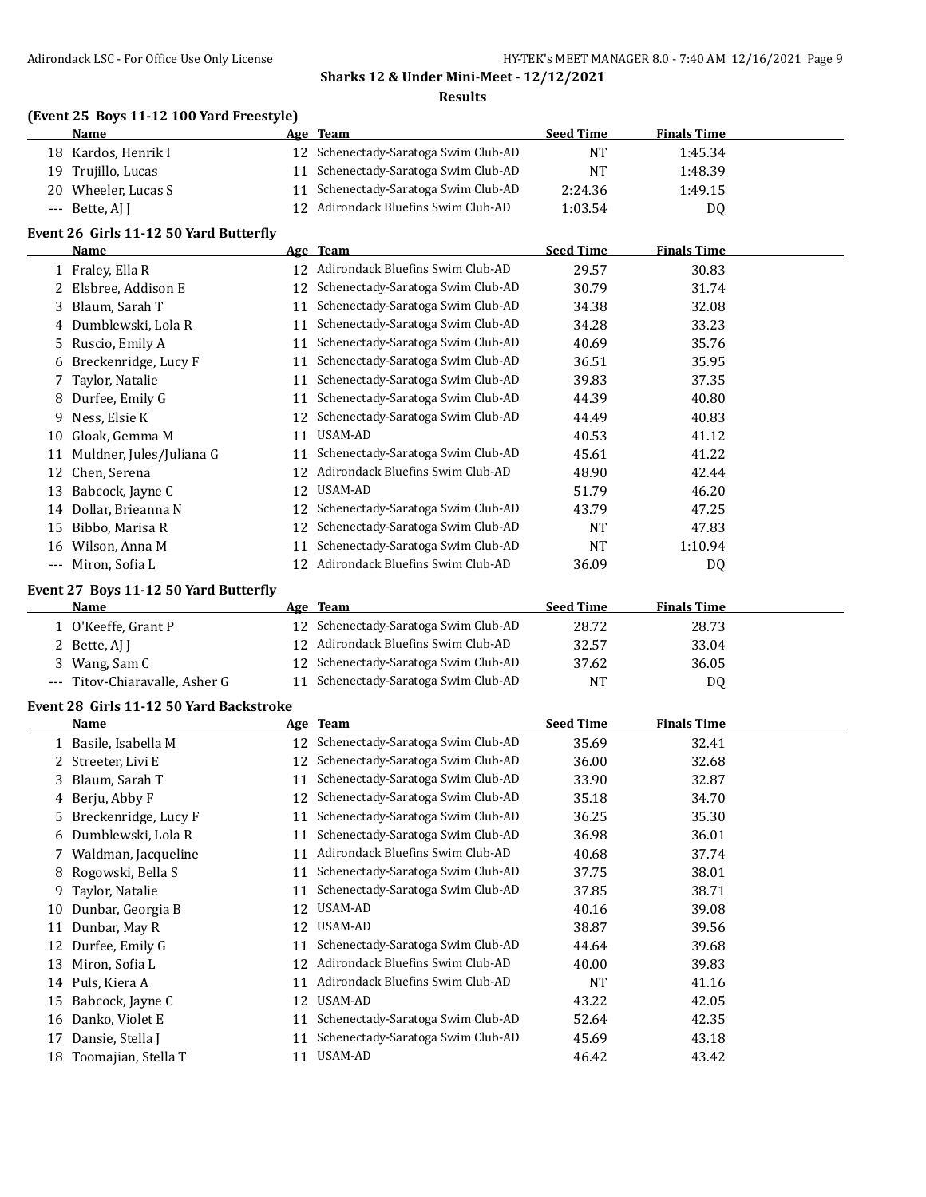**Sharks 12 & Under Mini-Meet - 12/12/2021**

**Results**

### (Event 25 Boys 11-12 100 Yard Freestyle)

| | Name | Age | Team | Seed Time | Finals Time |
|---|---|---|---|---|---|
| 18 | Kardos, Henrik I | 12 | Schenectady-Saratoga Swim Club-AD | NT | 1:45.34 |
| 19 | Trujillo, Lucas | 11 | Schenectady-Saratoga Swim Club-AD | NT | 1:48.39 |
| 20 | Wheeler, Lucas S | 11 | Schenectady-Saratoga Swim Club-AD | 2:24.36 | 1:49.15 |
| --- | Bette, AJ J | 12 | Adirondack Bluefins Swim Club-AD | 1:03.54 | DQ |

### Event 26 Girls 11-12 50 Yard Butterfly

| | Name | Age | Team | Seed Time | Finals Time |
|---|---|---|---|---|---|
| 1 | Fraley, Ella R | 12 | Adirondack Bluefins Swim Club-AD | 29.57 | 30.83 |
| 2 | Elsbree, Addison E | 12 | Schenectady-Saratoga Swim Club-AD | 30.79 | 31.74 |
| 3 | Blaum, Sarah T | 11 | Schenectady-Saratoga Swim Club-AD | 34.38 | 32.08 |
| 4 | Dumblewski, Lola R | 11 | Schenectady-Saratoga Swim Club-AD | 34.28 | 33.23 |
| 5 | Ruscio, Emily A | 11 | Schenectady-Saratoga Swim Club-AD | 40.69 | 35.76 |
| 6 | Breckenridge, Lucy F | 11 | Schenectady-Saratoga Swim Club-AD | 36.51 | 35.95 |
| 7 | Taylor, Natalie | 11 | Schenectady-Saratoga Swim Club-AD | 39.83 | 37.35 |
| 8 | Durfee, Emily G | 11 | Schenectady-Saratoga Swim Club-AD | 44.39 | 40.80 |
| 9 | Ness, Elsie K | 12 | Schenectady-Saratoga Swim Club-AD | 44.49 | 40.83 |
| 10 | Gloak, Gemma M | 11 | USAM-AD | 40.53 | 41.12 |
| 11 | Muldner, Jules/Juliana G | 11 | Schenectady-Saratoga Swim Club-AD | 45.61 | 41.22 |
| 12 | Chen, Serena | 12 | Adirondack Bluefins Swim Club-AD | 48.90 | 42.44 |
| 13 | Babcock, Jayne C | 12 | USAM-AD | 51.79 | 46.20 |
| 14 | Dollar, Brieanna N | 12 | Schenectady-Saratoga Swim Club-AD | 43.79 | 47.25 |
| 15 | Bibbo, Marisa R | 12 | Schenectady-Saratoga Swim Club-AD | NT | 47.83 |
| 16 | Wilson, Anna M | 11 | Schenectady-Saratoga Swim Club-AD | NT | 1:10.94 |
| --- | Miron, Sofia L | 12 | Adirondack Bluefins Swim Club-AD | 36.09 | DQ |

### Event 27 Boys 11-12 50 Yard Butterfly

| | Name | Age | Team | Seed Time | Finals Time |
|---|---|---|---|---|---|
| 1 | O'Keeffe, Grant P | 12 | Schenectady-Saratoga Swim Club-AD | 28.72 | 28.73 |
| 2 | Bette, AJ J | 12 | Adirondack Bluefins Swim Club-AD | 32.57 | 33.04 |
| 3 | Wang, Sam C | 12 | Schenectady-Saratoga Swim Club-AD | 37.62 | 36.05 |
| --- | Titov-Chiaravalle, Asher G | 11 | Schenectady-Saratoga Swim Club-AD | NT | DQ |

### Event 28 Girls 11-12 50 Yard Backstroke

| | Name | Age | Team | Seed Time | Finals Time |
|---|---|---|---|---|---|
| 1 | Basile, Isabella M | 12 | Schenectady-Saratoga Swim Club-AD | 35.69 | 32.41 |
| 2 | Streeter, Livi E | 12 | Schenectady-Saratoga Swim Club-AD | 36.00 | 32.68 |
| 3 | Blaum, Sarah T | 11 | Schenectady-Saratoga Swim Club-AD | 33.90 | 32.87 |
| 4 | Berju, Abby F | 12 | Schenectady-Saratoga Swim Club-AD | 35.18 | 34.70 |
| 5 | Breckenridge, Lucy F | 11 | Schenectady-Saratoga Swim Club-AD | 36.25 | 35.30 |
| 6 | Dumblewski, Lola R | 11 | Schenectady-Saratoga Swim Club-AD | 36.98 | 36.01 |
| 7 | Waldman, Jacqueline | 11 | Adirondack Bluefins Swim Club-AD | 40.68 | 37.74 |
| 8 | Rogowski, Bella S | 11 | Schenectady-Saratoga Swim Club-AD | 37.75 | 38.01 |
| 9 | Taylor, Natalie | 11 | Schenectady-Saratoga Swim Club-AD | 37.85 | 38.71 |
| 10 | Dunbar, Georgia B | 12 | USAM-AD | 40.16 | 39.08 |
| 11 | Dunbar, May R | 12 | USAM-AD | 38.87 | 39.56 |
| 12 | Durfee, Emily G | 11 | Schenectady-Saratoga Swim Club-AD | 44.64 | 39.68 |
| 13 | Miron, Sofia L | 12 | Adirondack Bluefins Swim Club-AD | 40.00 | 39.83 |
| 14 | Puls, Kiera A | 11 | Adirondack Bluefins Swim Club-AD | NT | 41.16 |
| 15 | Babcock, Jayne C | 12 | USAM-AD | 43.22 | 42.05 |
| 16 | Danko, Violet E | 11 | Schenectady-Saratoga Swim Club-AD | 52.64 | 42.35 |
| 17 | Dansie, Stella J | 11 | Schenectady-Saratoga Swim Club-AD | 45.69 | 43.18 |
| 18 | Toomajian, Stella T | 11 | USAM-AD | 46.42 | 43.42 |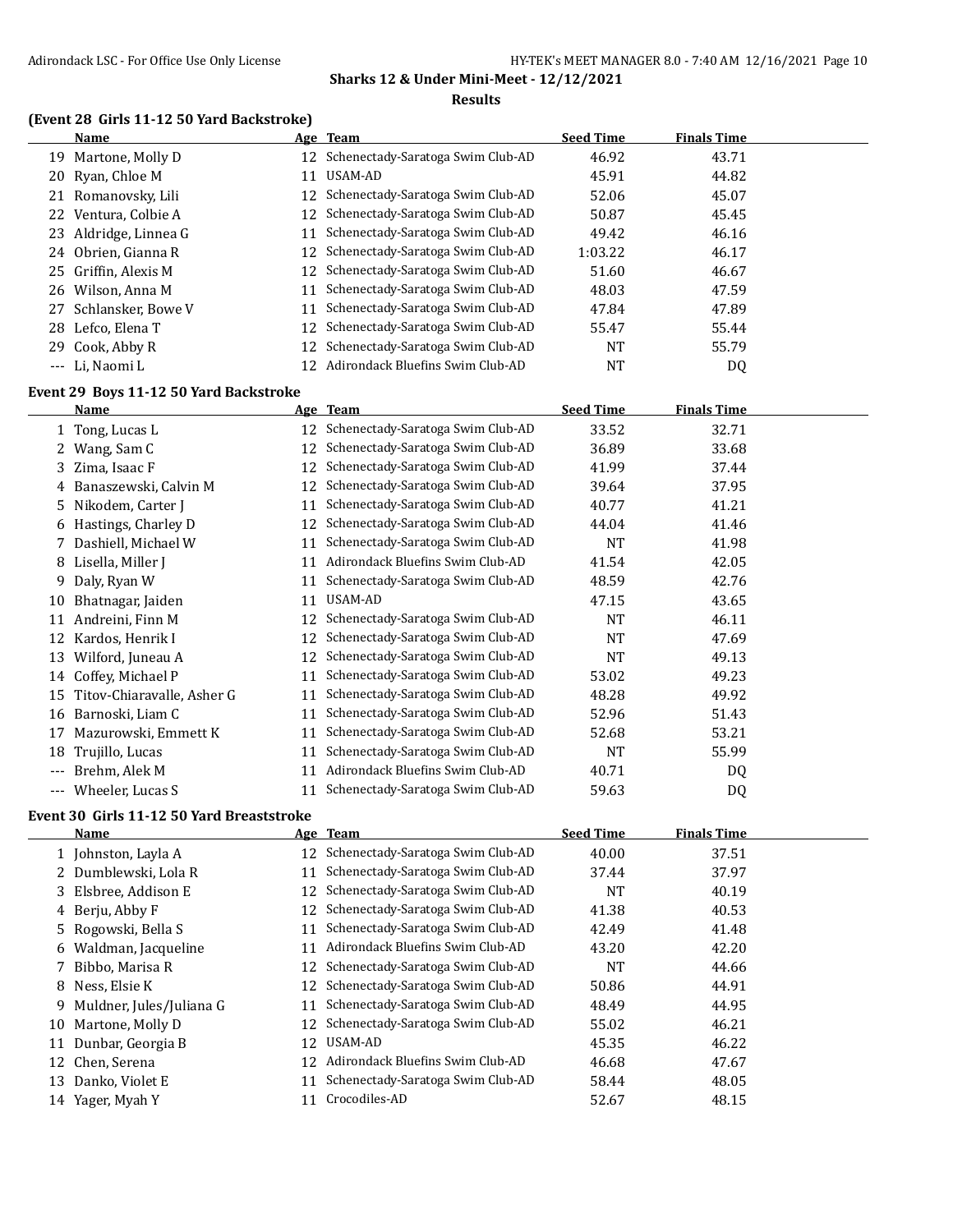## Sharks 12 & Under Mini-Meet - 12/12/2021

### Results

### (Event 28 Girls 11-12 50 Yard Backstroke)

| | Name | Age | Team | Seed Time | Finals Time |
|---|---|---|---|---|---|
| 19 | Martone, Molly D | 12 | Schenectady-Saratoga Swim Club-AD | 46.92 | 43.71 |
| 20 | Ryan, Chloe M | 11 | USAM-AD | 45.91 | 44.82 |
| 21 | Romanovsky, Lili | 12 | Schenectady-Saratoga Swim Club-AD | 52.06 | 45.07 |
| 22 | Ventura, Colbie A | 12 | Schenectady-Saratoga Swim Club-AD | 50.87 | 45.45 |
| 23 | Aldridge, Linnea G | 11 | Schenectady-Saratoga Swim Club-AD | 49.42 | 46.16 |
| 24 | Obrien, Gianna R | 12 | Schenectady-Saratoga Swim Club-AD | 1:03.22 | 46.17 |
| 25 | Griffin, Alexis M | 12 | Schenectady-Saratoga Swim Club-AD | 51.60 | 46.67 |
| 26 | Wilson, Anna M | 11 | Schenectady-Saratoga Swim Club-AD | 48.03 | 47.59 |
| 27 | Schlansker, Bowe V | 11 | Schenectady-Saratoga Swim Club-AD | 47.84 | 47.89 |
| 28 | Lefco, Elena T | 12 | Schenectady-Saratoga Swim Club-AD | 55.47 | 55.44 |
| 29 | Cook, Abby R | 12 | Schenectady-Saratoga Swim Club-AD | NT | 55.79 |
| --- | Li, Naomi L | 12 | Adirondack Bluefins Swim Club-AD | NT | DQ |

### Event 29 Boys 11-12 50 Yard Backstroke

| | Name | Age | Team | Seed Time | Finals Time |
|---|---|---|---|---|---|
| 1 | Tong, Lucas L | 12 | Schenectady-Saratoga Swim Club-AD | 33.52 | 32.71 |
| 2 | Wang, Sam C | 12 | Schenectady-Saratoga Swim Club-AD | 36.89 | 33.68 |
| 3 | Zima, Isaac F | 12 | Schenectady-Saratoga Swim Club-AD | 41.99 | 37.44 |
| 4 | Banaszewski, Calvin M | 12 | Schenectady-Saratoga Swim Club-AD | 39.64 | 37.95 |
| 5 | Nikodem, Carter J | 11 | Schenectady-Saratoga Swim Club-AD | 40.77 | 41.21 |
| 6 | Hastings, Charley D | 12 | Schenectady-Saratoga Swim Club-AD | 44.04 | 41.46 |
| 7 | Dashiell, Michael W | 11 | Schenectady-Saratoga Swim Club-AD | NT | 41.98 |
| 8 | Lisella, Miller J | 11 | Adirondack Bluefins Swim Club-AD | 41.54 | 42.05 |
| 9 | Daly, Ryan W | 11 | Schenectady-Saratoga Swim Club-AD | 48.59 | 42.76 |
| 10 | Bhatnagar, Jaiden | 11 | USAM-AD | 47.15 | 43.65 |
| 11 | Andreini, Finn M | 12 | Schenectady-Saratoga Swim Club-AD | NT | 46.11 |
| 12 | Kardos, Henrik I | 12 | Schenectady-Saratoga Swim Club-AD | NT | 47.69 |
| 13 | Wilford, Juneau A | 12 | Schenectady-Saratoga Swim Club-AD | NT | 49.13 |
| 14 | Coffey, Michael P | 11 | Schenectady-Saratoga Swim Club-AD | 53.02 | 49.23 |
| 15 | Titov-Chiaravalle, Asher G | 11 | Schenectady-Saratoga Swim Club-AD | 48.28 | 49.92 |
| 16 | Barnoski, Liam C | 11 | Schenectady-Saratoga Swim Club-AD | 52.96 | 51.43 |
| 17 | Mazurowski, Emmett K | 11 | Schenectady-Saratoga Swim Club-AD | 52.68 | 53.21 |
| 18 | Trujillo, Lucas | 11 | Schenectady-Saratoga Swim Club-AD | NT | 55.99 |
| --- | Brehm, Alek M | 11 | Adirondack Bluefins Swim Club-AD | 40.71 | DQ |
| --- | Wheeler, Lucas S | 11 | Schenectady-Saratoga Swim Club-AD | 59.63 | DQ |

### Event 30 Girls 11-12 50 Yard Breaststroke

| | Name | Age | Team | Seed Time | Finals Time |
|---|---|---|---|---|---|
| 1 | Johnston, Layla A | 12 | Schenectady-Saratoga Swim Club-AD | 40.00 | 37.51 |
| 2 | Dumblewski, Lola R | 11 | Schenectady-Saratoga Swim Club-AD | 37.44 | 37.97 |
| 3 | Elsbree, Addison E | 12 | Schenectady-Saratoga Swim Club-AD | NT | 40.19 |
| 4 | Berju, Abby F | 12 | Schenectady-Saratoga Swim Club-AD | 41.38 | 40.53 |
| 5 | Rogowski, Bella S | 11 | Schenectady-Saratoga Swim Club-AD | 42.49 | 41.48 |
| 6 | Waldman, Jacqueline | 11 | Adirondack Bluefins Swim Club-AD | 43.20 | 42.20 |
| 7 | Bibbo, Marisa R | 12 | Schenectady-Saratoga Swim Club-AD | NT | 44.66 |
| 8 | Ness, Elsie K | 12 | Schenectady-Saratoga Swim Club-AD | 50.86 | 44.91 |
| 9 | Muldner, Jules/Juliana G | 11 | Schenectady-Saratoga Swim Club-AD | 48.49 | 44.95 |
| 10 | Martone, Molly D | 12 | Schenectady-Saratoga Swim Club-AD | 55.02 | 46.21 |
| 11 | Dunbar, Georgia B | 12 | USAM-AD | 45.35 | 46.22 |
| 12 | Chen, Serena | 12 | Adirondack Bluefins Swim Club-AD | 46.68 | 47.67 |
| 13 | Danko, Violet E | 11 | Schenectady-Saratoga Swim Club-AD | 58.44 | 48.05 |
| 14 | Yager, Myah Y | 11 | Crocodiles-AD | 52.67 | 48.15 |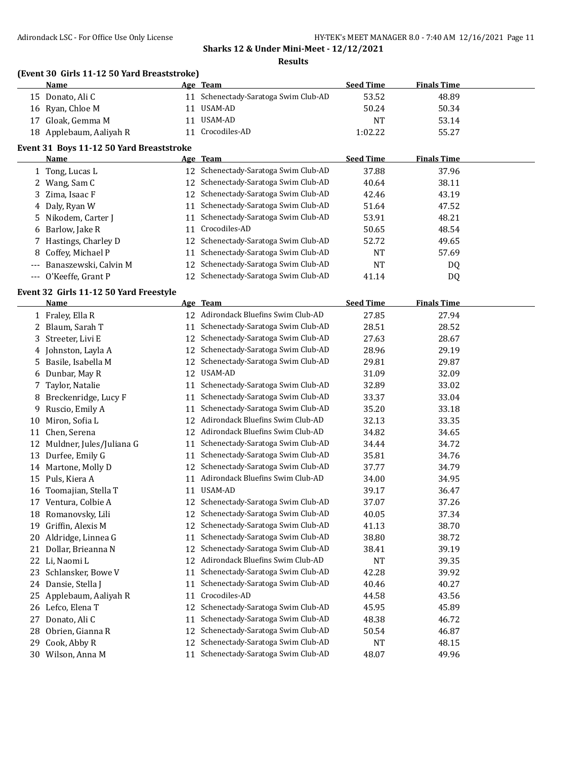**Sharks 12 & Under Mini-Meet - 12/12/2021**

**Results**

### (Event 30 Girls 11-12 50 Yard Breaststroke)

| | Name | Age | Team | Seed Time | Finals Time |
|---|---|---|---|---|---|
| 15 | Donato, Ali C | 11 | Schenectady-Saratoga Swim Club-AD | 53.52 | 48.89 |
| 16 | Ryan, Chloe M | 11 | USAM-AD | 50.24 | 50.34 |
| 17 | Gloak, Gemma M | 11 | USAM-AD | NT | 53.14 |
| 18 | Applebaum, Aaliyah R | 11 | Crocodiles-AD | 1:02.22 | 55.27 |

### Event 31 Boys 11-12 50 Yard Breaststroke

| | Name | Age | Team | Seed Time | Finals Time |
|---|---|---|---|---|---|
| 1 | Tong, Lucas L | 12 | Schenectady-Saratoga Swim Club-AD | 37.88 | 37.96 |
| 2 | Wang, Sam C | 12 | Schenectady-Saratoga Swim Club-AD | 40.64 | 38.11 |
| 3 | Zima, Isaac F | 12 | Schenectady-Saratoga Swim Club-AD | 42.46 | 43.19 |
| 4 | Daly, Ryan W | 11 | Schenectady-Saratoga Swim Club-AD | 51.64 | 47.52 |
| 5 | Nikodem, Carter J | 11 | Schenectady-Saratoga Swim Club-AD | 53.91 | 48.21 |
| 6 | Barlow, Jake R | 11 | Crocodiles-AD | 50.65 | 48.54 |
| 7 | Hastings, Charley D | 12 | Schenectady-Saratoga Swim Club-AD | 52.72 | 49.65 |
| 8 | Coffey, Michael P | 11 | Schenectady-Saratoga Swim Club-AD | NT | 57.69 |
| --- | Banaszewski, Calvin M | 12 | Schenectady-Saratoga Swim Club-AD | NT | DQ |
| --- | O'Keeffe, Grant P | 12 | Schenectady-Saratoga Swim Club-AD | 41.14 | DQ |

### Event 32 Girls 11-12 50 Yard Freestyle

| | Name | Age | Team | Seed Time | Finals Time |
|---|---|---|---|---|---|
| 1 | Fraley, Ella R | 12 | Adirondack Bluefins Swim Club-AD | 27.85 | 27.94 |
| 2 | Blaum, Sarah T | 11 | Schenectady-Saratoga Swim Club-AD | 28.51 | 28.52 |
| 3 | Streeter, Livi E | 12 | Schenectady-Saratoga Swim Club-AD | 27.63 | 28.67 |
| 4 | Johnston, Layla A | 12 | Schenectady-Saratoga Swim Club-AD | 28.96 | 29.19 |
| 5 | Basile, Isabella M | 12 | Schenectady-Saratoga Swim Club-AD | 29.81 | 29.87 |
| 6 | Dunbar, May R | 12 | USAM-AD | 31.09 | 32.09 |
| 7 | Taylor, Natalie | 11 | Schenectady-Saratoga Swim Club-AD | 32.89 | 33.02 |
| 8 | Breckenridge, Lucy F | 11 | Schenectady-Saratoga Swim Club-AD | 33.37 | 33.04 |
| 9 | Ruscio, Emily A | 11 | Schenectady-Saratoga Swim Club-AD | 35.20 | 33.18 |
| 10 | Miron, Sofia L | 12 | Adirondack Bluefins Swim Club-AD | 32.13 | 33.35 |
| 11 | Chen, Serena | 12 | Adirondack Bluefins Swim Club-AD | 34.82 | 34.65 |
| 12 | Muldner, Jules/Juliana G | 11 | Schenectady-Saratoga Swim Club-AD | 34.44 | 34.72 |
| 13 | Durfee, Emily G | 11 | Schenectady-Saratoga Swim Club-AD | 35.81 | 34.76 |
| 14 | Martone, Molly D | 12 | Schenectady-Saratoga Swim Club-AD | 37.77 | 34.79 |
| 15 | Puls, Kiera A | 11 | Adirondack Bluefins Swim Club-AD | 34.00 | 34.95 |
| 16 | Toomajian, Stella T | 11 | USAM-AD | 39.17 | 36.47 |
| 17 | Ventura, Colbie A | 12 | Schenectady-Saratoga Swim Club-AD | 37.07 | 37.26 |
| 18 | Romanovsky, Lili | 12 | Schenectady-Saratoga Swim Club-AD | 40.05 | 37.34 |
| 19 | Griffin, Alexis M | 12 | Schenectady-Saratoga Swim Club-AD | 41.13 | 38.70 |
| 20 | Aldridge, Linnea G | 11 | Schenectady-Saratoga Swim Club-AD | 38.80 | 38.72 |
| 21 | Dollar, Brieanna N | 12 | Schenectady-Saratoga Swim Club-AD | 38.41 | 39.19 |
| 22 | Li, Naomi L | 12 | Adirondack Bluefins Swim Club-AD | NT | 39.35 |
| 23 | Schlansker, Bowe V | 11 | Schenectady-Saratoga Swim Club-AD | 42.28 | 39.92 |
| 24 | Dansie, Stella J | 11 | Schenectady-Saratoga Swim Club-AD | 40.46 | 40.27 |
| 25 | Applebaum, Aaliyah R | 11 | Crocodiles-AD | 44.58 | 43.56 |
| 26 | Lefco, Elena T | 12 | Schenectady-Saratoga Swim Club-AD | 45.95 | 45.89 |
| 27 | Donato, Ali C | 11 | Schenectady-Saratoga Swim Club-AD | 48.38 | 46.72 |
| 28 | Obrien, Gianna R | 12 | Schenectady-Saratoga Swim Club-AD | 50.54 | 46.87 |
| 29 | Cook, Abby R | 12 | Schenectady-Saratoga Swim Club-AD | NT | 48.15 |
| 30 | Wilson, Anna M | 11 | Schenectady-Saratoga Swim Club-AD | 48.07 | 49.96 |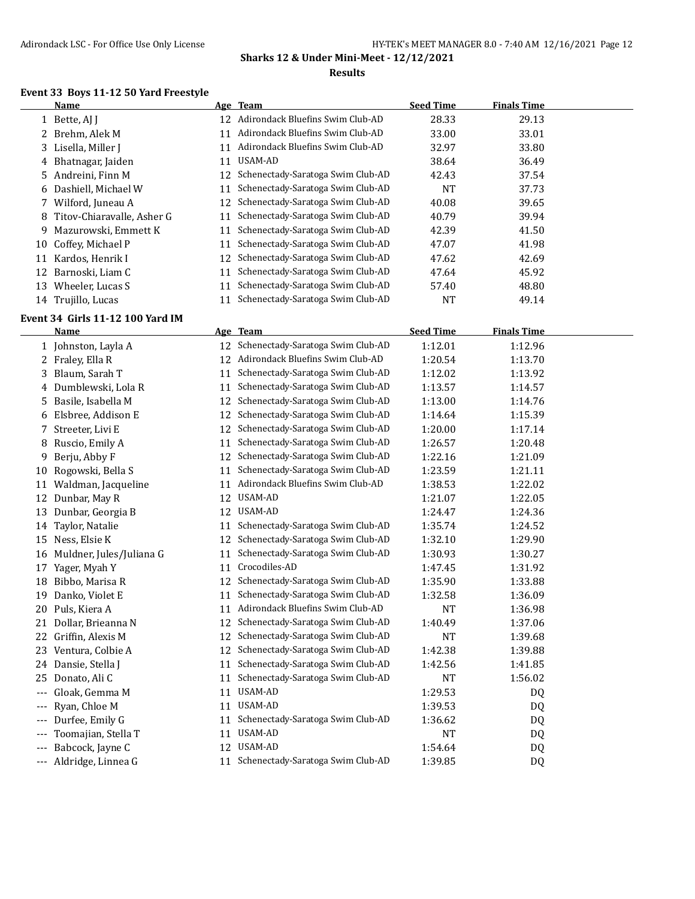**Sharks 12 & Under Mini-Meet - 12/12/2021**

**Results**

### Event 33 Boys 11-12 50 Yard Freestyle

| | Name | Age | Team | Seed Time | Finals Time |
|---|---|---|---|---|---|
| 1 | Bette, AJ J | 12 | Adirondack Bluefins Swim Club-AD | 28.33 | 29.13 |
| 2 | Brehm, Alek M | 11 | Adirondack Bluefins Swim Club-AD | 33.00 | 33.01 |
| 3 | Lisella, Miller J | 11 | Adirondack Bluefins Swim Club-AD | 32.97 | 33.80 |
| 4 | Bhatnagar, Jaiden | 11 | USAM-AD | 38.64 | 36.49 |
| 5 | Andreini, Finn M | 12 | Schenectady-Saratoga Swim Club-AD | 42.43 | 37.54 |
| 6 | Dashiell, Michael W | 11 | Schenectady-Saratoga Swim Club-AD | NT | 37.73 |
| 7 | Wilford, Juneau A | 12 | Schenectady-Saratoga Swim Club-AD | 40.08 | 39.65 |
| 8 | Titov-Chiaravalle, Asher G | 11 | Schenectady-Saratoga Swim Club-AD | 40.79 | 39.94 |
| 9 | Mazurowski, Emmett K | 11 | Schenectady-Saratoga Swim Club-AD | 42.39 | 41.50 |
| 10 | Coffey, Michael P | 11 | Schenectady-Saratoga Swim Club-AD | 47.07 | 41.98 |
| 11 | Kardos, Henrik I | 12 | Schenectady-Saratoga Swim Club-AD | 47.62 | 42.69 |
| 12 | Barnoski, Liam C | 11 | Schenectady-Saratoga Swim Club-AD | 47.64 | 45.92 |
| 13 | Wheeler, Lucas S | 11 | Schenectady-Saratoga Swim Club-AD | 57.40 | 48.80 |
| 14 | Trujillo, Lucas | 11 | Schenectady-Saratoga Swim Club-AD | NT | 49.14 |

### Event 34 Girls 11-12 100 Yard IM

| | Name | Age | Team | Seed Time | Finals Time |
|---|---|---|---|---|---|
| 1 | Johnston, Layla A | 12 | Schenectady-Saratoga Swim Club-AD | 1:12.01 | 1:12.96 |
| 2 | Fraley, Ella R | 12 | Adirondack Bluefins Swim Club-AD | 1:20.54 | 1:13.70 |
| 3 | Blaum, Sarah T | 11 | Schenectady-Saratoga Swim Club-AD | 1:12.02 | 1:13.92 |
| 4 | Dumblewski, Lola R | 11 | Schenectady-Saratoga Swim Club-AD | 1:13.57 | 1:14.57 |
| 5 | Basile, Isabella M | 12 | Schenectady-Saratoga Swim Club-AD | 1:13.00 | 1:14.76 |
| 6 | Elsbree, Addison E | 12 | Schenectady-Saratoga Swim Club-AD | 1:14.64 | 1:15.39 |
| 7 | Streeter, Livi E | 12 | Schenectady-Saratoga Swim Club-AD | 1:20.00 | 1:17.14 |
| 8 | Ruscio, Emily A | 11 | Schenectady-Saratoga Swim Club-AD | 1:26.57 | 1:20.48 |
| 9 | Berju, Abby F | 12 | Schenectady-Saratoga Swim Club-AD | 1:22.16 | 1:21.09 |
| 10 | Rogowski, Bella S | 11 | Schenectady-Saratoga Swim Club-AD | 1:23.59 | 1:21.11 |
| 11 | Waldman, Jacqueline | 11 | Adirondack Bluefins Swim Club-AD | 1:38.53 | 1:22.02 |
| 12 | Dunbar, May R | 12 | USAM-AD | 1:21.07 | 1:22.05 |
| 13 | Dunbar, Georgia B | 12 | USAM-AD | 1:24.47 | 1:24.36 |
| 14 | Taylor, Natalie | 11 | Schenectady-Saratoga Swim Club-AD | 1:35.74 | 1:24.52 |
| 15 | Ness, Elsie K | 12 | Schenectady-Saratoga Swim Club-AD | 1:32.10 | 1:29.90 |
| 16 | Muldner, Jules/Juliana G | 11 | Schenectady-Saratoga Swim Club-AD | 1:30.93 | 1:30.27 |
| 17 | Yager, Myah Y | 11 | Crocodiles-AD | 1:47.45 | 1:31.92 |
| 18 | Bibbo, Marisa R | 12 | Schenectady-Saratoga Swim Club-AD | 1:35.90 | 1:33.88 |
| 19 | Danko, Violet E | 11 | Schenectady-Saratoga Swim Club-AD | 1:32.58 | 1:36.09 |
| 20 | Puls, Kiera A | 11 | Adirondack Bluefins Swim Club-AD | NT | 1:36.98 |
| 21 | Dollar, Brieanna N | 12 | Schenectady-Saratoga Swim Club-AD | 1:40.49 | 1:37.06 |
| 22 | Griffin, Alexis M | 12 | Schenectady-Saratoga Swim Club-AD | NT | 1:39.68 |
| 23 | Ventura, Colbie A | 12 | Schenectady-Saratoga Swim Club-AD | 1:42.38 | 1:39.88 |
| 24 | Dansie, Stella J | 11 | Schenectady-Saratoga Swim Club-AD | 1:42.56 | 1:41.85 |
| 25 | Donato, Ali C | 11 | Schenectady-Saratoga Swim Club-AD | NT | 1:56.02 |
| --- | Gloak, Gemma M | 11 | USAM-AD | 1:29.53 | DQ |
| --- | Ryan, Chloe M | 11 | USAM-AD | 1:39.53 | DQ |
| --- | Durfee, Emily G | 11 | Schenectady-Saratoga Swim Club-AD | 1:36.62 | DQ |
| --- | Toomajian, Stella T | 11 | USAM-AD | NT | DQ |
| --- | Babcock, Jayne C | 12 | USAM-AD | 1:54.64 | DQ |
| --- | Aldridge, Linnea G | 11 | Schenectady-Saratoga Swim Club-AD | 1:39.85 | DQ |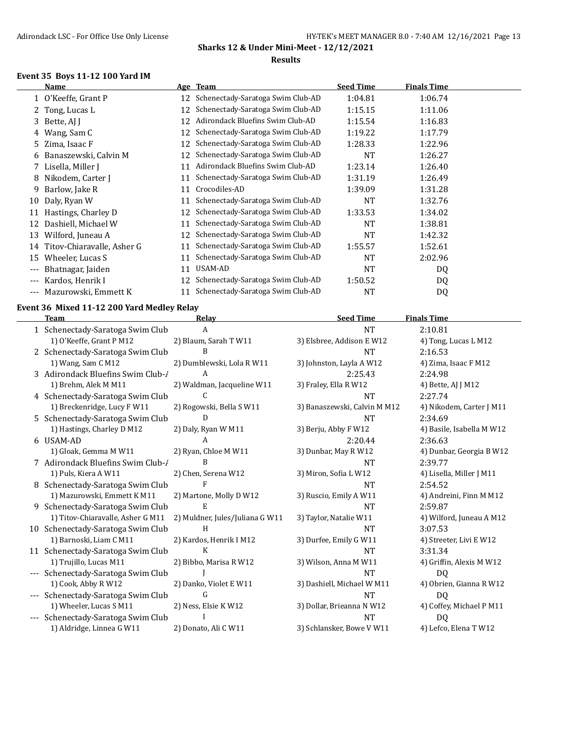**Sharks 12 & Under Mini-Meet - 12/12/2021**

**Results**

### Event 35 Boys 11-12 100 Yard IM

| | Name | Age | Team | Seed Time | Finals Time |
|---|---|---|---|---|---|
| 1 | O'Keeffe, Grant P | 12 | Schenectady-Saratoga Swim Club-AD | 1:04.81 | 1:06.74 |
| 2 | Tong, Lucas L | 12 | Schenectady-Saratoga Swim Club-AD | 1:15.15 | 1:11.06 |
| 3 | Bette, AJ J | 12 | Adirondack Bluefins Swim Club-AD | 1:15.54 | 1:16.83 |
| 4 | Wang, Sam C | 12 | Schenectady-Saratoga Swim Club-AD | 1:19.22 | 1:17.79 |
| 5 | Zima, Isaac F | 12 | Schenectady-Saratoga Swim Club-AD | 1:28.33 | 1:22.96 |
| 6 | Banaszewski, Calvin M | 12 | Schenectady-Saratoga Swim Club-AD | NT | 1:26.27 |
| 7 | Lisella, Miller J | 11 | Adirondack Bluefins Swim Club-AD | 1:23.14 | 1:26.40 |
| 8 | Nikodem, Carter J | 11 | Schenectady-Saratoga Swim Club-AD | 1:31.19 | 1:26.49 |
| 9 | Barlow, Jake R | 11 | Crocodiles-AD | 1:39.09 | 1:31.28 |
| 10 | Daly, Ryan W | 11 | Schenectady-Saratoga Swim Club-AD | NT | 1:32.76 |
| 11 | Hastings, Charley D | 12 | Schenectady-Saratoga Swim Club-AD | 1:33.53 | 1:34.02 |
| 12 | Dashiell, Michael W | 11 | Schenectady-Saratoga Swim Club-AD | NT | 1:38.81 |
| 13 | Wilford, Juneau A | 12 | Schenectady-Saratoga Swim Club-AD | NT | 1:42.32 |
| 14 | Titov-Chiaravalle, Asher G | 11 | Schenectady-Saratoga Swim Club-AD | 1:55.57 | 1:52.61 |
| 15 | Wheeler, Lucas S | 11 | Schenectady-Saratoga Swim Club-AD | NT | 2:02.96 |
| --- | Bhatnagar, Jaiden | 11 | USAM-AD | NT | DQ |
| --- | Kardos, Henrik I | 12 | Schenectady-Saratoga Swim Club-AD | 1:50.52 | DQ |
| --- | Mazurowski, Emmett K | 11 | Schenectady-Saratoga Swim Club-AD | NT | DQ |

### Event 36 Mixed 11-12 200 Yard Medley Relay

| | Team | Relay | Seed Time | Finals Time |
|---|---|---|---|---|
| 1 | Schenectady-Saratoga Swim Club | A | NT | 2:10.81 |
| | 1) O'Keeffe, Grant P M12 | 2) Blaum, Sarah T W11 | 3) Elsbree, Addison E W12 | 4) Tong, Lucas L M12 |
| 2 | Schenectady-Saratoga Swim Club | B | NT | 2:16.53 |
| | 1) Wang, Sam C M12 | 2) Dumblewski, Lola R W11 | 3) Johnston, Layla A W12 | 4) Zima, Isaac F M12 |
| 3 | Adirondack Bluefins Swim Club-/ | A | 2:25.43 | 2:24.98 |
| | 1) Brehm, Alek M M11 | 2) Waldman, Jacqueline W11 | 3) Fraley, Ella R W12 | 4) Bette, AJ J M12 |
| 4 | Schenectady-Saratoga Swim Club | C | NT | 2:27.74 |
| | 1) Breckenridge, Lucy F W11 | 2) Rogowski, Bella S W11 | 3) Banaszewski, Calvin M M12 | 4) Nikodem, Carter J M11 |
| 5 | Schenectady-Saratoga Swim Club | D | NT | 2:34.69 |
| | 1) Hastings, Charley D M12 | 2) Daly, Ryan W M11 | 3) Berju, Abby F W12 | 4) Basile, Isabella M W12 |
| 6 | USAM-AD | A | 2:20.44 | 2:36.63 |
| | 1) Gloak, Gemma M W11 | 2) Ryan, Chloe M W11 | 3) Dunbar, May R W12 | 4) Dunbar, Georgia B W12 |
| 7 | Adirondack Bluefins Swim Club-/ | B | NT | 2:39.77 |
| | 1) Puls, Kiera A W11 | 2) Chen, Serena W12 | 3) Miron, Sofia L W12 | 4) Lisella, Miller J M11 |
| 8 | Schenectady-Saratoga Swim Club | F | NT | 2:54.52 |
| | 1) Mazurowski, Emmett K M11 | 2) Martone, Molly D W12 | 3) Ruscio, Emily A W11 | 4) Andreini, Finn M M12 |
| 9 | Schenectady-Saratoga Swim Club | E | NT | 2:59.87 |
| | 1) Titov-Chiaravalle, Asher G M11 | 2) Muldner, Jules/Juliana G W11 | 3) Taylor, Natalie W11 | 4) Wilford, Juneau A M12 |
| 10 | Schenectady-Saratoga Swim Club | H | NT | 3:07.53 |
| | 1) Barnoski, Liam C M11 | 2) Kardos, Henrik I M12 | 3) Durfee, Emily G W11 | 4) Streeter, Livi E W12 |
| 11 | Schenectady-Saratoga Swim Club | K | NT | 3:31.34 |
| | 1) Trujillo, Lucas M11 | 2) Bibbo, Marisa R W12 | 3) Wilson, Anna M W11 | 4) Griffin, Alexis M W12 |
| --- | Schenectady-Saratoga Swim Club | J | NT | DQ |
| | 1) Cook, Abby R W12 | 2) Danko, Violet E W11 | 3) Dashiell, Michael W M11 | 4) Obrien, Gianna R W12 |
| --- | Schenectady-Saratoga Swim Club | G | NT | DQ |
| | 1) Wheeler, Lucas S M11 | 2) Ness, Elsie K W12 | 3) Dollar, Brieanna N W12 | 4) Coffey, Michael P M11 |
| --- | Schenectady-Saratoga Swim Club | I | NT | DQ |
| | 1) Aldridge, Linnea G W11 | 2) Donato, Ali C W11 | 3) Schlansker, Bowe V W11 | 4) Lefco, Elena T W12 |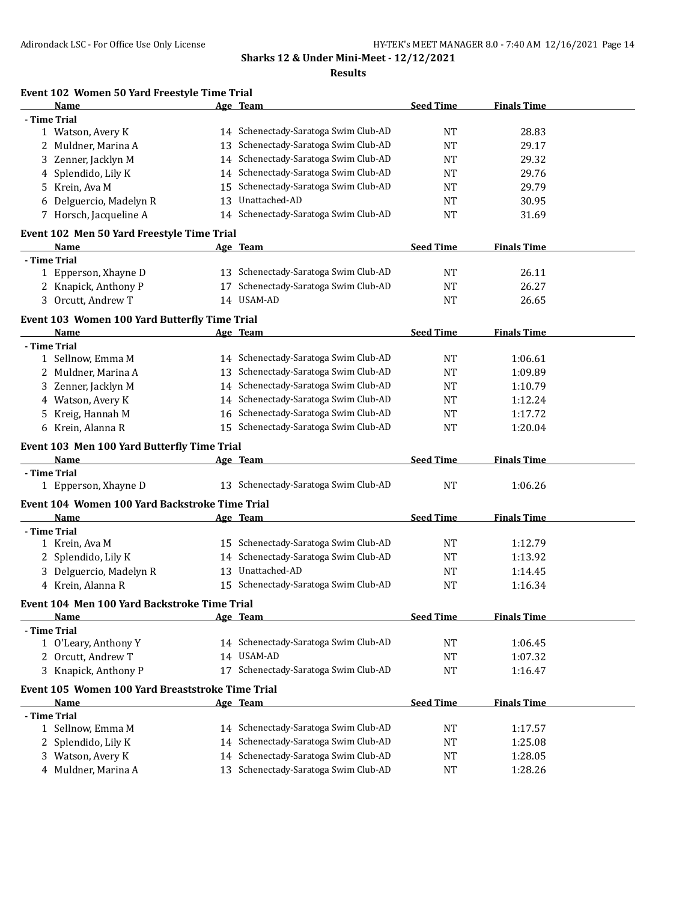**Sharks 12 & Under Mini-Meet - 12/12/2021**

**Results**

### Event 102 Women 50 Yard Freestyle Time Trial

| | Name | Age | Team | Seed Time | Finals Time |
|---|---|---|---|---|---|
| **- Time Trial** | | | | | |
| 1 | Watson, Avery K | 14 | Schenectady-Saratoga Swim Club-AD | NT | 28.83 |
| 2 | Muldner, Marina A | 13 | Schenectady-Saratoga Swim Club-AD | NT | 29.17 |
| 3 | Zenner, Jacklyn M | 14 | Schenectady-Saratoga Swim Club-AD | NT | 29.32 |
| 4 | Splendido, Lily K | 14 | Schenectady-Saratoga Swim Club-AD | NT | 29.76 |
| 5 | Krein, Ava M | 15 | Schenectady-Saratoga Swim Club-AD | NT | 29.79 |
| 6 | Delguercio, Madelyn R | 13 | Unattached-AD | NT | 30.95 |
| 7 | Horsch, Jacqueline A | 14 | Schenectady-Saratoga Swim Club-AD | NT | 31.69 |

### Event 102 Men 50 Yard Freestyle Time Trial

| | Name | Age | Team | Seed Time | Finals Time |
|---|---|---|---|---|---|
| **- Time Trial** | | | | | |
| 1 | Epperson, Xhayne D | 13 | Schenectady-Saratoga Swim Club-AD | NT | 26.11 |
| 2 | Knapick, Anthony P | 17 | Schenectady-Saratoga Swim Club-AD | NT | 26.27 |
| 3 | Orcutt, Andrew T | 14 | USAM-AD | NT | 26.65 |

### Event 103 Women 100 Yard Butterfly Time Trial

| | Name | Age | Team | Seed Time | Finals Time |
|---|---|---|---|---|---|
| **- Time Trial** | | | | | |
| 1 | Sellnow, Emma M | 14 | Schenectady-Saratoga Swim Club-AD | NT | 1:06.61 |
| 2 | Muldner, Marina A | 13 | Schenectady-Saratoga Swim Club-AD | NT | 1:09.89 |
| 3 | Zenner, Jacklyn M | 14 | Schenectady-Saratoga Swim Club-AD | NT | 1:10.79 |
| 4 | Watson, Avery K | 14 | Schenectady-Saratoga Swim Club-AD | NT | 1:12.24 |
| 5 | Kreig, Hannah M | 16 | Schenectady-Saratoga Swim Club-AD | NT | 1:17.72 |
| 6 | Krein, Alanna R | 15 | Schenectady-Saratoga Swim Club-AD | NT | 1:20.04 |

### Event 103 Men 100 Yard Butterfly Time Trial

| | Name | Age | Team | Seed Time | Finals Time |
|---|---|---|---|---|---|
| **- Time Trial** | | | | | |
| 1 | Epperson, Xhayne D | 13 | Schenectady-Saratoga Swim Club-AD | NT | 1:06.26 |

### Event 104 Women 100 Yard Backstroke Time Trial

| | Name | Age | Team | Seed Time | Finals Time |
|---|---|---|---|---|---|
| **- Time Trial** | | | | | |
| 1 | Krein, Ava M | 15 | Schenectady-Saratoga Swim Club-AD | NT | 1:12.79 |
| 2 | Splendido, Lily K | 14 | Schenectady-Saratoga Swim Club-AD | NT | 1:13.92 |
| 3 | Delguercio, Madelyn R | 13 | Unattached-AD | NT | 1:14.45 |
| 4 | Krein, Alanna R | 15 | Schenectady-Saratoga Swim Club-AD | NT | 1:16.34 |

### Event 104 Men 100 Yard Backstroke Time Trial

| | Name | Age | Team | Seed Time | Finals Time |
|---|---|---|---|---|---|
| **- Time Trial** | | | | | |
| 1 | O'Leary, Anthony Y | 14 | Schenectady-Saratoga Swim Club-AD | NT | 1:06.45 |
| 2 | Orcutt, Andrew T | 14 | USAM-AD | NT | 1:07.32 |
| 3 | Knapick, Anthony P | 17 | Schenectady-Saratoga Swim Club-AD | NT | 1:16.47 |

### Event 105 Women 100 Yard Breaststroke Time Trial

| | Name | Age | Team | Seed Time | Finals Time |
|---|---|---|---|---|---|
| **- Time Trial** | | | | | |
| 1 | Sellnow, Emma M | 14 | Schenectady-Saratoga Swim Club-AD | NT | 1:17.57 |
| 2 | Splendido, Lily K | 14 | Schenectady-Saratoga Swim Club-AD | NT | 1:25.08 |
| 3 | Watson, Avery K | 14 | Schenectady-Saratoga Swim Club-AD | NT | 1:28.05 |
| 4 | Muldner, Marina A | 13 | Schenectady-Saratoga Swim Club-AD | NT | 1:28.26 |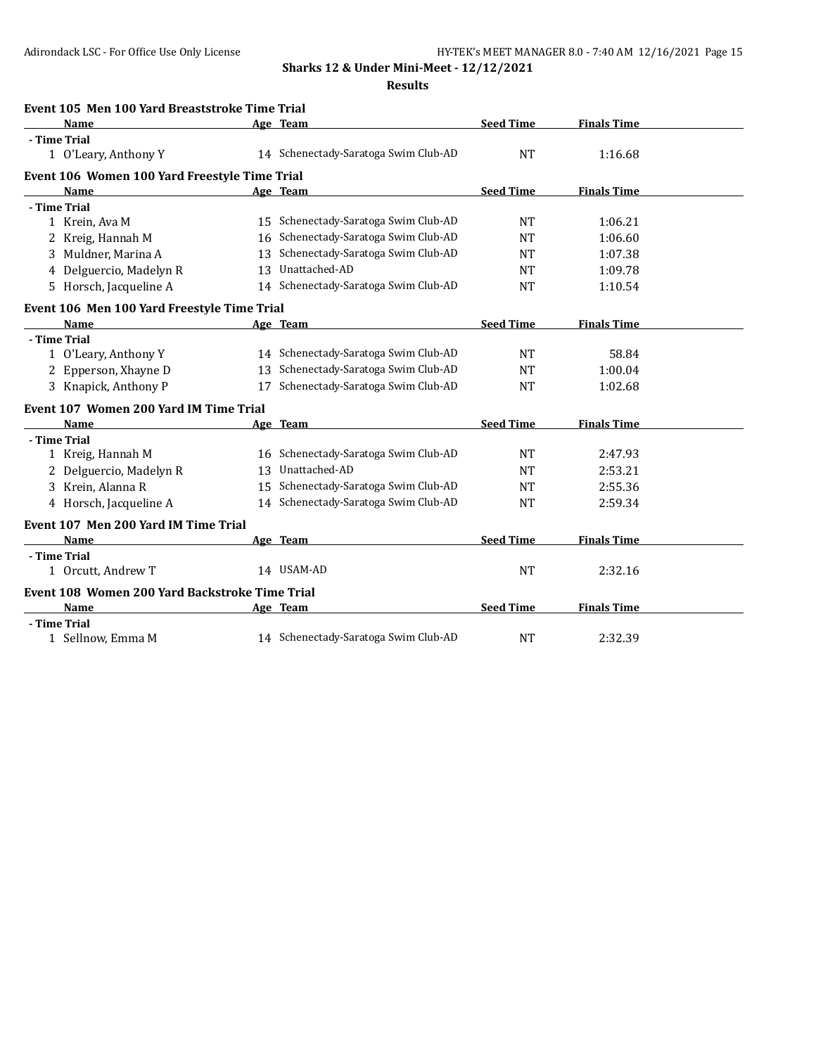**Sharks 12 & Under Mini-Meet - 12/12/2021**

**Results**

### Event 105 Men 100 Yard Breaststroke Time Trial

| | Name | Age | Team | Seed Time | Finals Time |
|---|---|---|---|---|---|
| - Time Trial | | | | | |
| 1 | O'Leary, Anthony Y | 14 | Schenectady-Saratoga Swim Club-AD | NT | 1:16.68 |

### Event 106 Women 100 Yard Freestyle Time Trial

| | Name | Age | Team | Seed Time | Finals Time |
|---|---|---|---|---|---|
| - Time Trial | | | | | |
| 1 | Krein, Ava M | 15 | Schenectady-Saratoga Swim Club-AD | NT | 1:06.21 |
| 2 | Kreig, Hannah M | 16 | Schenectady-Saratoga Swim Club-AD | NT | 1:06.60 |
| 3 | Muldner, Marina A | 13 | Schenectady-Saratoga Swim Club-AD | NT | 1:07.38 |
| 4 | Delguercio, Madelyn R | 13 | Unattached-AD | NT | 1:09.78 |
| 5 | Horsch, Jacqueline A | 14 | Schenectady-Saratoga Swim Club-AD | NT | 1:10.54 |

### Event 106 Men 100 Yard Freestyle Time Trial

| | Name | Age | Team | Seed Time | Finals Time |
|---|---|---|---|---|---|
| - Time Trial | | | | | |
| 1 | O'Leary, Anthony Y | 14 | Schenectady-Saratoga Swim Club-AD | NT | 58.84 |
| 2 | Epperson, Xhayne D | 13 | Schenectady-Saratoga Swim Club-AD | NT | 1:00.04 |
| 3 | Knapick, Anthony P | 17 | Schenectady-Saratoga Swim Club-AD | NT | 1:02.68 |

### Event 107 Women 200 Yard IM Time Trial

| | Name | Age | Team | Seed Time | Finals Time |
|---|---|---|---|---|---|
| - Time Trial | | | | | |
| 1 | Kreig, Hannah M | 16 | Schenectady-Saratoga Swim Club-AD | NT | 2:47.93 |
| 2 | Delguercio, Madelyn R | 13 | Unattached-AD | NT | 2:53.21 |
| 3 | Krein, Alanna R | 15 | Schenectady-Saratoga Swim Club-AD | NT | 2:55.36 |
| 4 | Horsch, Jacqueline A | 14 | Schenectady-Saratoga Swim Club-AD | NT | 2:59.34 |

### Event 107 Men 200 Yard IM Time Trial

| | Name | Age | Team | Seed Time | Finals Time |
|---|---|---|---|---|---|
| - Time Trial | | | | | |
| 1 | Orcutt, Andrew T | 14 | USAM-AD | NT | 2:32.16 |

### Event 108 Women 200 Yard Backstroke Time Trial

| | Name | Age | Team | Seed Time | Finals Time |
|---|---|---|---|---|---|
| - Time Trial | | | | | |
| 1 | Sellnow, Emma M | 14 | Schenectady-Saratoga Swim Club-AD | NT | 2:32.39 |